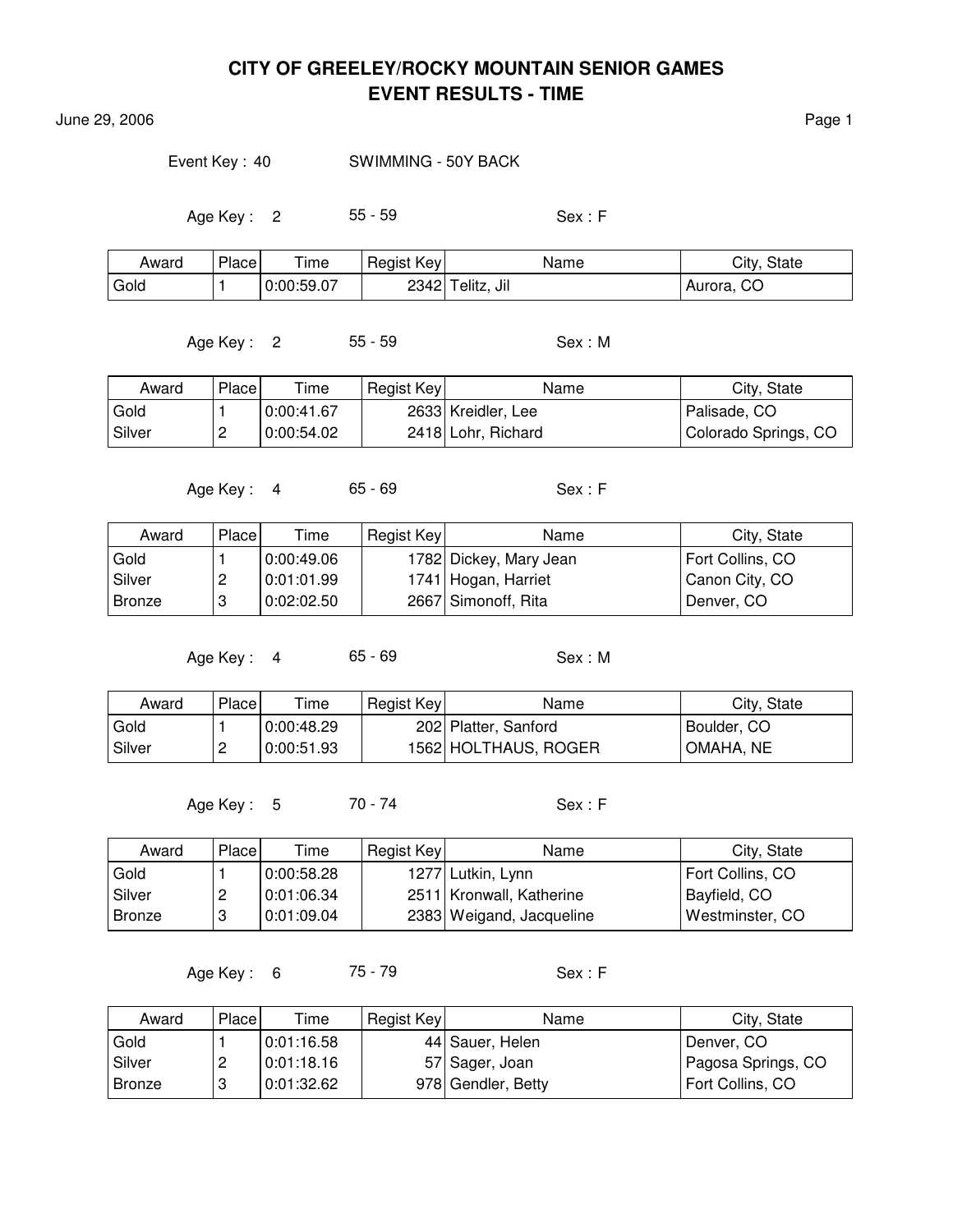# CITY OF GREELEY/ROCKY MOUNTAIN SENIOR GAMES
## EVENT RESULTS - TIME

June 29, 2006

Event Key : 40 SWIMMING - 50Y BACK

Age Key : 2 55 - 59 Sex : F

| Award | Place | Time | Regist Key | Name | City, State |
|---|---|---|---|---|---|
| Gold | 1 | 0:00:59.07 | 2342 | Telitz, Jil | Aurora, CO |

Age Key : 2 55 - 59 Sex : M

| Award | Place | Time | Regist Key | Name | City, State |
|---|---|---|---|---|---|
| Gold | 1 | 0:00:41.67 | 2633 | Kreidler, Lee | Palisade, CO |
| Silver | 2 | 0:00:54.02 | 2418 | Lohr, Richard | Colorado Springs, CO |

Age Key : 4 65 - 69 Sex : F

| Award | Place | Time | Regist Key | Name | City, State |
|---|---|---|---|---|---|
| Gold | 1 | 0:00:49.06 | 1782 | Dickey, Mary Jean | Fort Collins, CO |
| Silver | 2 | 0:01:01.99 | 1741 | Hogan, Harriet | Canon City, CO |
| Bronze | 3 | 0:02:02.50 | 2667 | Simonoff, Rita | Denver, CO |

Age Key : 4 65 - 69 Sex : M

| Award | Place | Time | Regist Key | Name | City, State |
|---|---|---|---|---|---|
| Gold | 1 | 0:00:48.29 | 202 | Platter, Sanford | Boulder, CO |
| Silver | 2 | 0:00:51.93 | 1562 | HOLTHAUS, ROGER | OMAHA, NE |

Age Key : 5 70 - 74 Sex : F

| Award | Place | Time | Regist Key | Name | City, State |
|---|---|---|---|---|---|
| Gold | 1 | 0:00:58.28 | 1277 | Lutkin, Lynn | Fort Collins, CO |
| Silver | 2 | 0:01:06.34 | 2511 | Kronwall, Katherine | Bayfield, CO |
| Bronze | 3 | 0:01:09.04 | 2383 | Weigand, Jacqueline | Westminster, CO |

Age Key : 6 75 - 79 Sex : F

| Award | Place | Time | Regist Key | Name | City, State |
|---|---|---|---|---|---|
| Gold | 1 | 0:01:16.58 | 44 | Sauer, Helen | Denver, CO |
| Silver | 2 | 0:01:18.16 | 57 | Sager, Joan | Pagosa Springs, CO |
| Bronze | 3 | 0:01:32.62 | 978 | Gendler, Betty | Fort Collins, CO |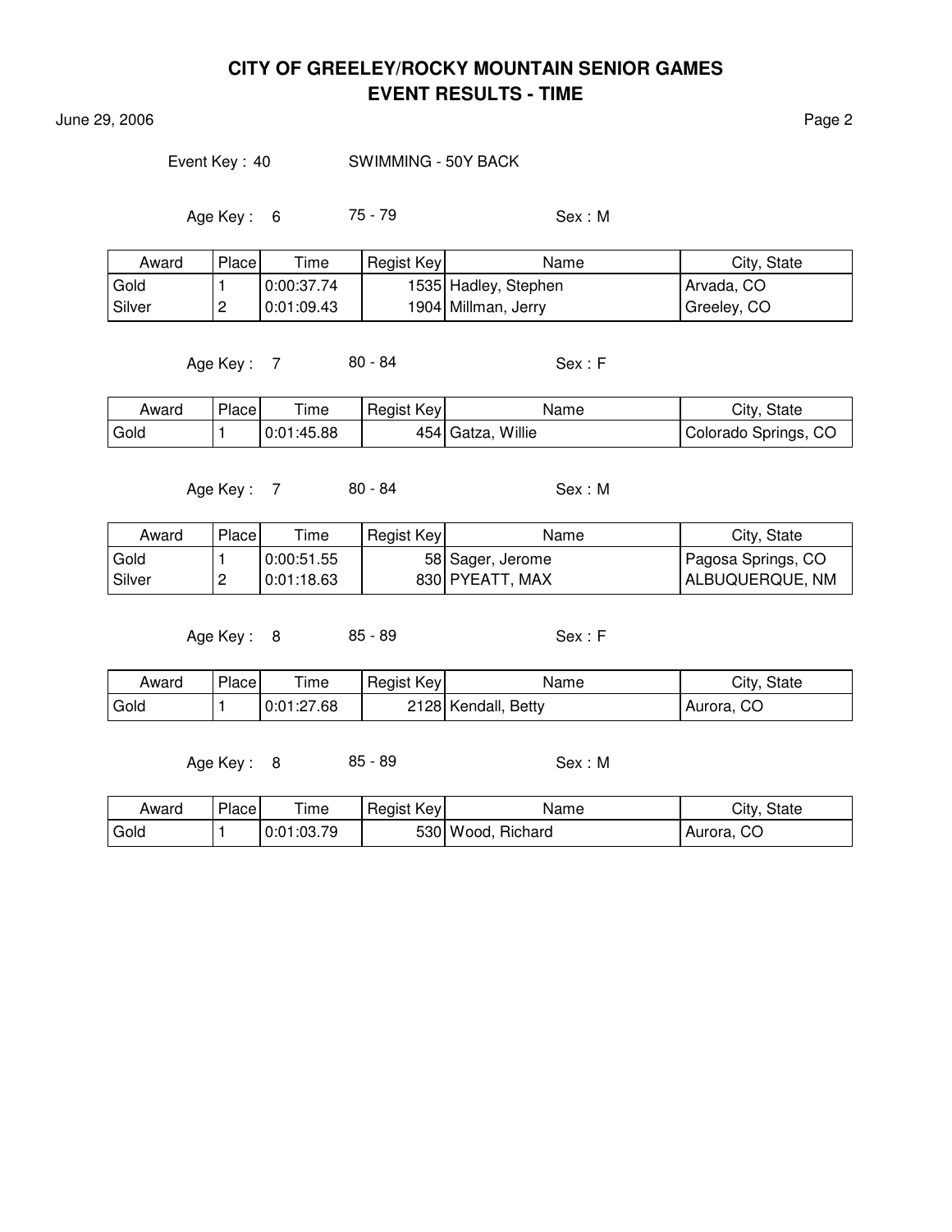# CITY OF GREELEY/ROCKY MOUNTAIN SENIOR GAMES
## EVENT RESULTS - TIME

June 29, 2006

Event Key : 40 SWIMMING - 50Y BACK

Age Key : 6 75 - 79 Sex : M

| Award | Place | Time | Regist Key | Name | City, State |
|---|---|---|---|---|---|
| Gold | 1 | 0:00:37.74 | 1535 | Hadley, Stephen | Arvada, CO |
| Silver | 2 | 0:01:09.43 | 1904 | Millman, Jerry | Greeley, CO |

Age Key : 7 80 - 84 Sex : F

| Award | Place | Time | Regist Key | Name | City, State |
|---|---|---|---|---|---|
| Gold | 1 | 0:01:45.88 | 454 | Gatza, Willie | Colorado Springs, CO |

Age Key : 7 80 - 84 Sex : M

| Award | Place | Time | Regist Key | Name | City, State |
|---|---|---|---|---|---|
| Gold | 1 | 0:00:51.55 | 58 | Sager, Jerome | Pagosa Springs, CO |
| Silver | 2 | 0:01:18.63 | 830 | PYEATT, MAX | ALBUQUERQUE, NM |

Age Key : 8 85 - 89 Sex : F

| Award | Place | Time | Regist Key | Name | City, State |
|---|---|---|---|---|---|
| Gold | 1 | 0:01:27.68 | 2128 | Kendall, Betty | Aurora, CO |

Age Key : 8 85 - 89 Sex : M

| Award | Place | Time | Regist Key | Name | City, State |
|---|---|---|---|---|---|
| Gold | 1 | 0:01:03.79 | 530 | Wood, Richard | Aurora, CO |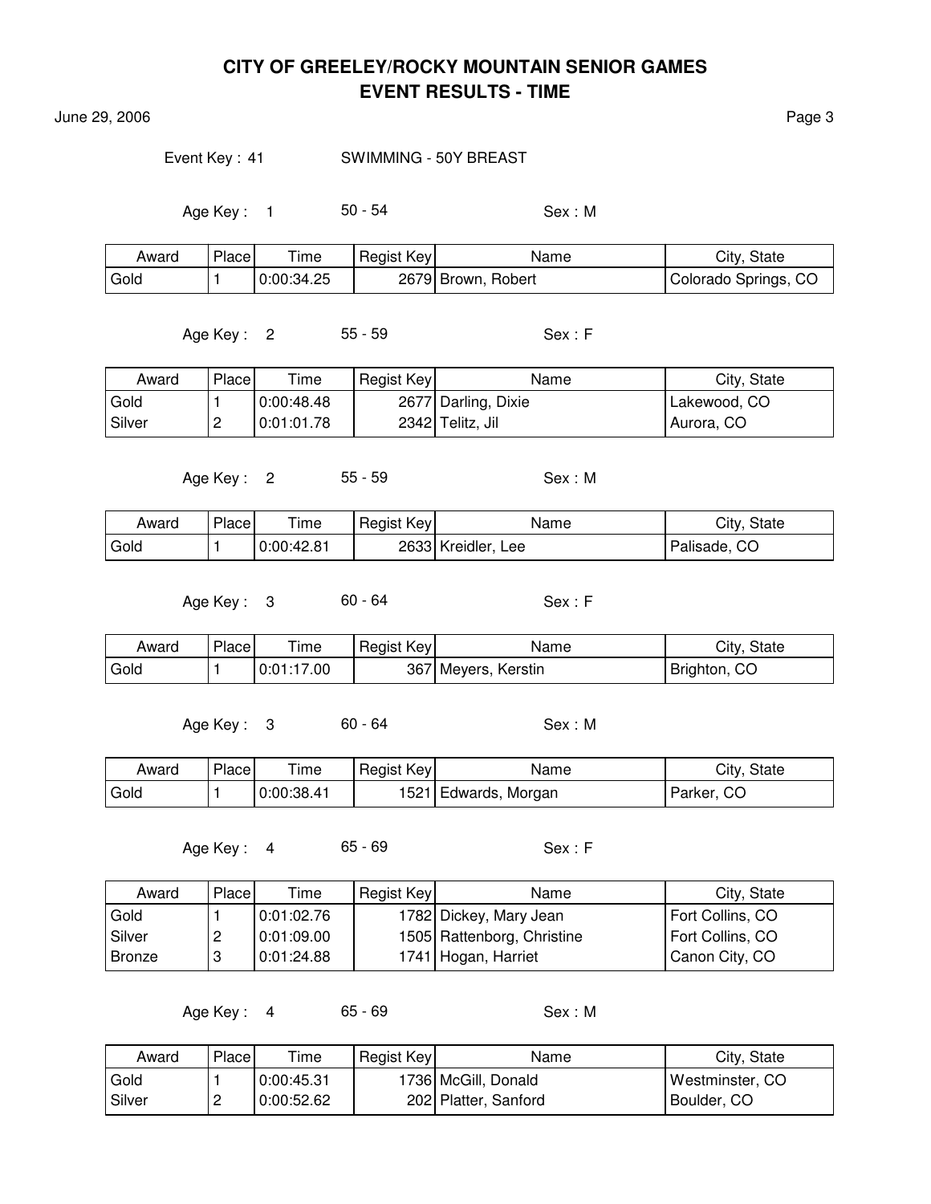# CITY OF GREELEY/ROCKY MOUNTAIN SENIOR GAMES
## EVENT RESULTS - TIME

June 29, 2006

Event Key : 41 SWIMMING - 50Y BREAST

Age Key : 1 50 - 54 Sex : M

| Award | Place | Time | Regist Key | Name | City, State |
|---|---|---|---|---|---|
| Gold | 1 | 0:00:34.25 | 2679 | Brown, Robert | Colorado Springs, CO |

Age Key : 2 55 - 59 Sex : F

| Award | Place | Time | Regist Key | Name | City, State |
|---|---|---|---|---|---|
| Gold | 1 | 0:00:48.48 | 2677 | Darling, Dixie | Lakewood, CO |
| Silver | 2 | 0:01:01.78 | 2342 | Telitz, Jil | Aurora, CO |

Age Key : 2 55 - 59 Sex : M

| Award | Place | Time | Regist Key | Name | City, State |
|---|---|---|---|---|---|
| Gold | 1 | 0:00:42.81 | 2633 | Kreidler, Lee | Palisade, CO |

Age Key : 3 60 - 64 Sex : F

| Award | Place | Time | Regist Key | Name | City, State |
|---|---|---|---|---|---|
| Gold | 1 | 0:01:17.00 | 367 | Meyers, Kerstin | Brighton, CO |

Age Key : 3 60 - 64 Sex : M

| Award | Place | Time | Regist Key | Name | City, State |
|---|---|---|---|---|---|
| Gold | 1 | 0:00:38.41 | 1521 | Edwards, Morgan | Parker, CO |

Age Key : 4 65 - 69 Sex : F

| Award | Place | Time | Regist Key | Name | City, State |
|---|---|---|---|---|---|
| Gold | 1 | 0:01:02.76 | 1782 | Dickey, Mary Jean | Fort Collins, CO |
| Silver | 2 | 0:01:09.00 | 1505 | Rattenborg, Christine | Fort Collins, CO |
| Bronze | 3 | 0:01:24.88 | 1741 | Hogan, Harriet | Canon City, CO |

Age Key : 4 65 - 69 Sex : M

| Award | Place | Time | Regist Key | Name | City, State |
|---|---|---|---|---|---|
| Gold | 1 | 0:00:45.31 | 1736 | McGill, Donald | Westminster, CO |
| Silver | 2 | 0:00:52.62 | 202 | Platter, Sanford | Boulder, CO |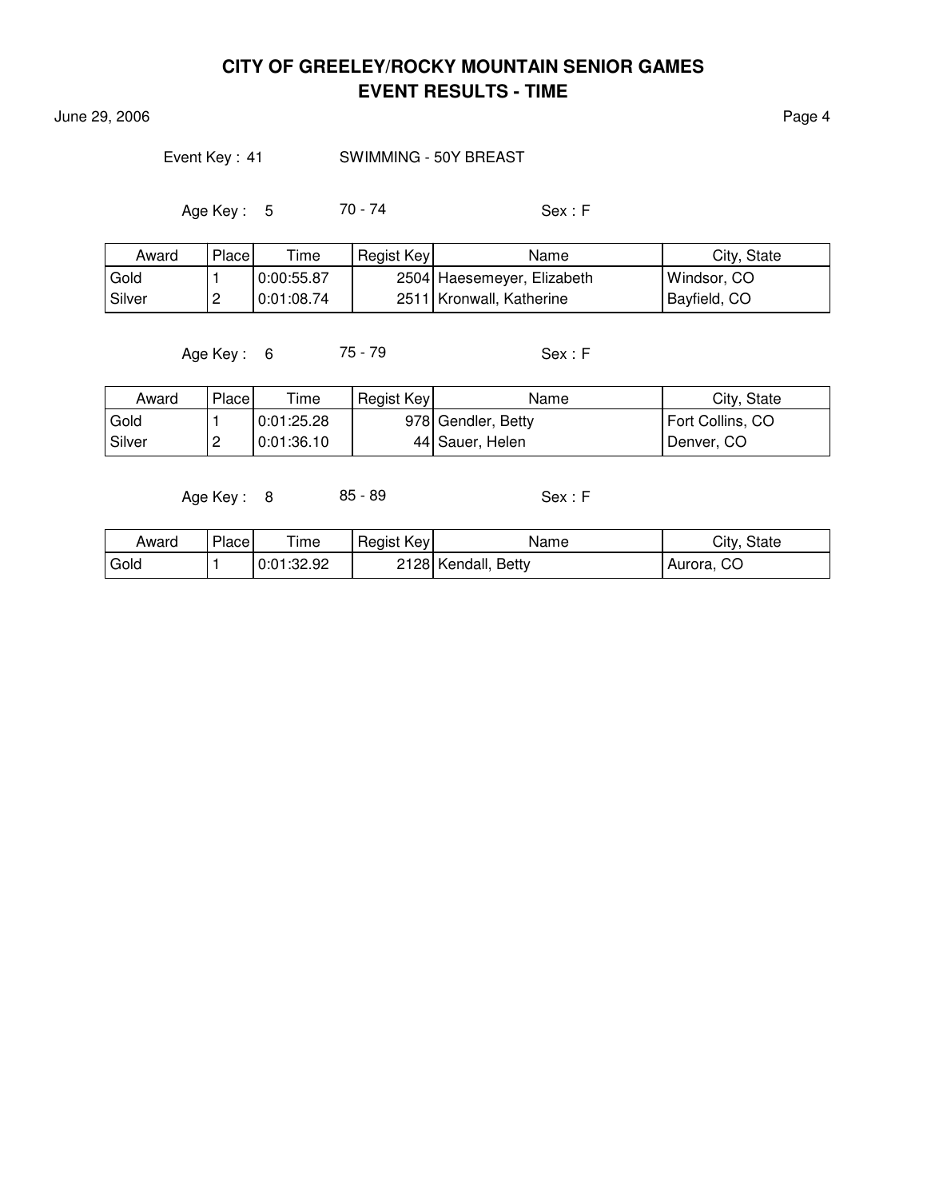# CITY OF GREELEY/ROCKY MOUNTAIN SENIOR GAMES
## EVENT RESULTS - TIME

June 29, 2006

Event Key : 41 SWIMMING - 50Y BREAST

Age Key : 5 70 - 74 Sex : F

| Award | Place | Time | Regist Key | Name | City, State |
|---|---|---|---|---|---|
| Gold | 1 | 0:00:55.87 | 2504 | Haesemeyer, Elizabeth | Windsor, CO |
| Silver | 2 | 0:01:08.74 | 2511 | Kronwall, Katherine | Bayfield, CO |

Age Key : 6 75 - 79 Sex : F

| Award | Place | Time | Regist Key | Name | City, State |
|---|---|---|---|---|---|
| Gold | 1 | 0:01:25.28 | 978 | Gendler, Betty | Fort Collins, CO |
| Silver | 2 | 0:01:36.10 | 44 | Sauer, Helen | Denver, CO |

Age Key : 8 85 - 89 Sex : F

| Award | Place | Time | Regist Key | Name | City, State |
|---|---|---|---|---|---|
| Gold | 1 | 0:01:32.92 | 2128 | Kendall, Betty | Aurora, CO |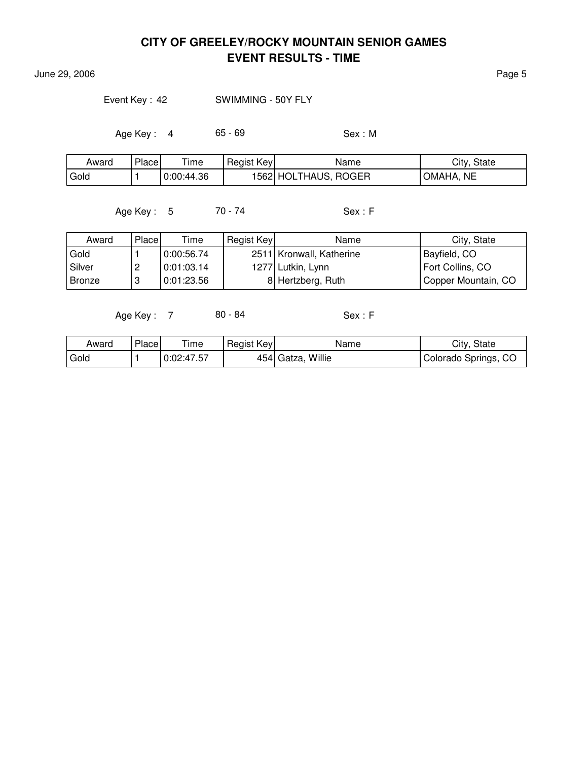# CITY OF GREELEY/ROCKY MOUNTAIN SENIOR GAMES
## EVENT RESULTS - TIME

June 29, 2006

Event Key : 42 SWIMMING - 50Y FLY

Age Key : 4 65 - 69 Sex : M

| Award | Place | Time | Regist Key | Name | City, State |
|---|---|---|---|---|---|
| Gold | 1 | 0:00:44.36 | 1562 | HOLTHAUS, ROGER | OMAHA, NE |

Age Key : 5 70 - 74 Sex : F

| Award | Place | Time | Regist Key | Name | City, State |
|---|---|---|---|---|---|
| Gold | 1 | 0:00:56.74 | 2511 | Kronwall, Katherine | Bayfield, CO |
| Silver | 2 | 0:01:03.14 | 1277 | Lutkin, Lynn | Fort Collins, CO |
| Bronze | 3 | 0:01:23.56 | 8 | Hertzberg, Ruth | Copper Mountain, CO |

Age Key : 7 80 - 84 Sex : F

| Award | Place | Time | Regist Key | Name | City, State |
|---|---|---|---|---|---|
| Gold | 1 | 0:02:47.57 | 454 | Gatza, Willie | Colorado Springs, CO |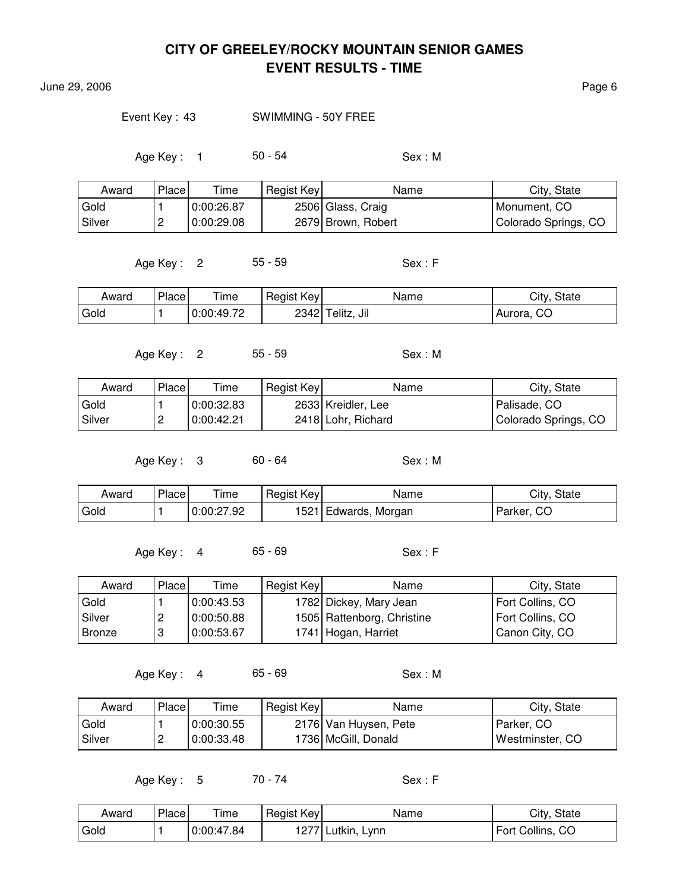# CITY OF GREELEY/ROCKY MOUNTAIN SENIOR GAMES
## EVENT RESULTS - TIME

June 29, 2006

Event Key : 43 SWIMMING - 50Y FREE

Age Key : 1 50 - 54 Sex : M

| Award | Place | Time | Regist Key | Name | City, State |
|---|---|---|---|---|---|
| Gold | 1 | 0:00:26.87 | 2506 | Glass, Craig | Monument, CO |
| Silver | 2 | 0:00:29.08 | 2679 | Brown, Robert | Colorado Springs, CO |

Age Key : 2 55 - 59 Sex : F

| Award | Place | Time | Regist Key | Name | City, State |
|---|---|---|---|---|---|
| Gold | 1 | 0:00:49.72 | 2342 | Telitz, Jil | Aurora, CO |

Age Key : 2 55 - 59 Sex : M

| Award | Place | Time | Regist Key | Name | City, State |
|---|---|---|---|---|---|
| Gold | 1 | 0:00:32.83 | 2633 | Kreidler, Lee | Palisade, CO |
| Silver | 2 | 0:00:42.21 | 2418 | Lohr, Richard | Colorado Springs, CO |

Age Key : 3 60 - 64 Sex : M

| Award | Place | Time | Regist Key | Name | City, State |
|---|---|---|---|---|---|
| Gold | 1 | 0:00:27.92 | 1521 | Edwards, Morgan | Parker, CO |

Age Key : 4 65 - 69 Sex : F

| Award | Place | Time | Regist Key | Name | City, State |
|---|---|---|---|---|---|
| Gold | 1 | 0:00:43.53 | 1782 | Dickey, Mary Jean | Fort Collins, CO |
| Silver | 2 | 0:00:50.88 | 1505 | Rattenborg, Christine | Fort Collins, CO |
| Bronze | 3 | 0:00:53.67 | 1741 | Hogan, Harriet | Canon City, CO |

Age Key : 4 65 - 69 Sex : M

| Award | Place | Time | Regist Key | Name | City, State |
|---|---|---|---|---|---|
| Gold | 1 | 0:00:30.55 | 2176 | Van Huysen, Pete | Parker, CO |
| Silver | 2 | 0:00:33.48 | 1736 | McGill, Donald | Westminster, CO |

Age Key : 5 70 - 74 Sex : F

| Award | Place | Time | Regist Key | Name | City, State |
|---|---|---|---|---|---|
| Gold | 1 | 0:00:47.84 | 1277 | Lutkin, Lynn | Fort Collins, CO |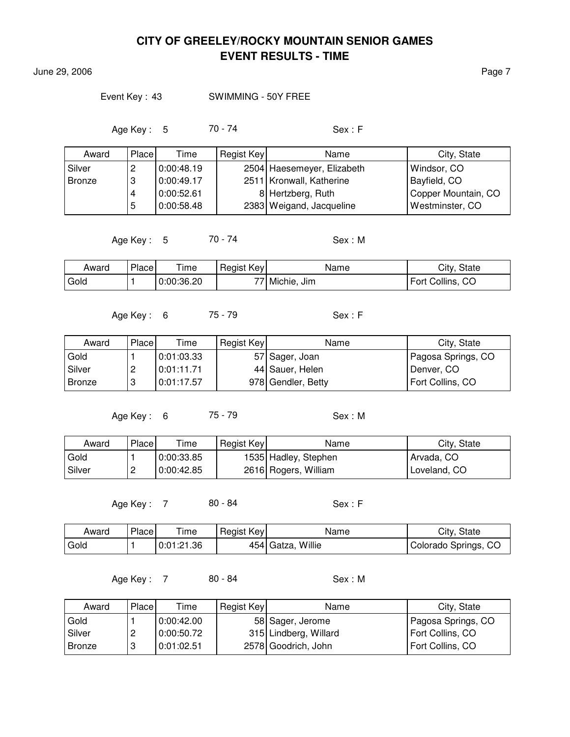# CITY OF GREELEY/ROCKY MOUNTAIN SENIOR GAMES
## EVENT RESULTS - TIME

June 29, 2006

Event Key : 43 SWIMMING - 50Y FREE

Age Key : 5 70 - 74 Sex : F

| Award | Place | Time | Regist Key | Name | City, State |
|---|---|---|---|---|---|
| Silver | 2 | 0:00:48.19 | 2504 | Haesemeyer, Elizabeth | Windsor, CO |
| Bronze | 3 | 0:00:49.17 | 2511 | Kronwall, Katherine | Bayfield, CO |
| | 4 | 0:00:52.61 | 8 | Hertzberg, Ruth | Copper Mountain, CO |
| | 5 | 0:00:58.48 | 2383 | Weigand, Jacqueline | Westminster, CO |

Age Key : 5 70 - 74 Sex : M

| Award | Place | Time | Regist Key | Name | City, State |
|---|---|---|---|---|---|
| Gold | 1 | 0:00:36.20 | 77 | Michie, Jim | Fort Collins, CO |

Age Key : 6 75 - 79 Sex : F

| Award | Place | Time | Regist Key | Name | City, State |
|---|---|---|---|---|---|
| Gold | 1 | 0:01:03.33 | 57 | Sager, Joan | Pagosa Springs, CO |
| Silver | 2 | 0:01:11.71 | 44 | Sauer, Helen | Denver, CO |
| Bronze | 3 | 0:01:17.57 | 978 | Gendler, Betty | Fort Collins, CO |

Age Key : 6 75 - 79 Sex : M

| Award | Place | Time | Regist Key | Name | City, State |
|---|---|---|---|---|---|
| Gold | 1 | 0:00:33.85 | 1535 | Hadley, Stephen | Arvada, CO |
| Silver | 2 | 0:00:42.85 | 2616 | Rogers, William | Loveland, CO |

Age Key : 7 80 - 84 Sex : F

| Award | Place | Time | Regist Key | Name | City, State |
|---|---|---|---|---|---|
| Gold | 1 | 0:01:21.36 | 454 | Gatza, Willie | Colorado Springs, CO |

Age Key : 7 80 - 84 Sex : M

| Award | Place | Time | Regist Key | Name | City, State |
|---|---|---|---|---|---|
| Gold | 1 | 0:00:42.00 | 58 | Sager, Jerome | Pagosa Springs, CO |
| Silver | 2 | 0:00:50.72 | 315 | Lindberg, Willard | Fort Collins, CO |
| Bronze | 3 | 0:01:02.51 | 2578 | Goodrich, John | Fort Collins, CO |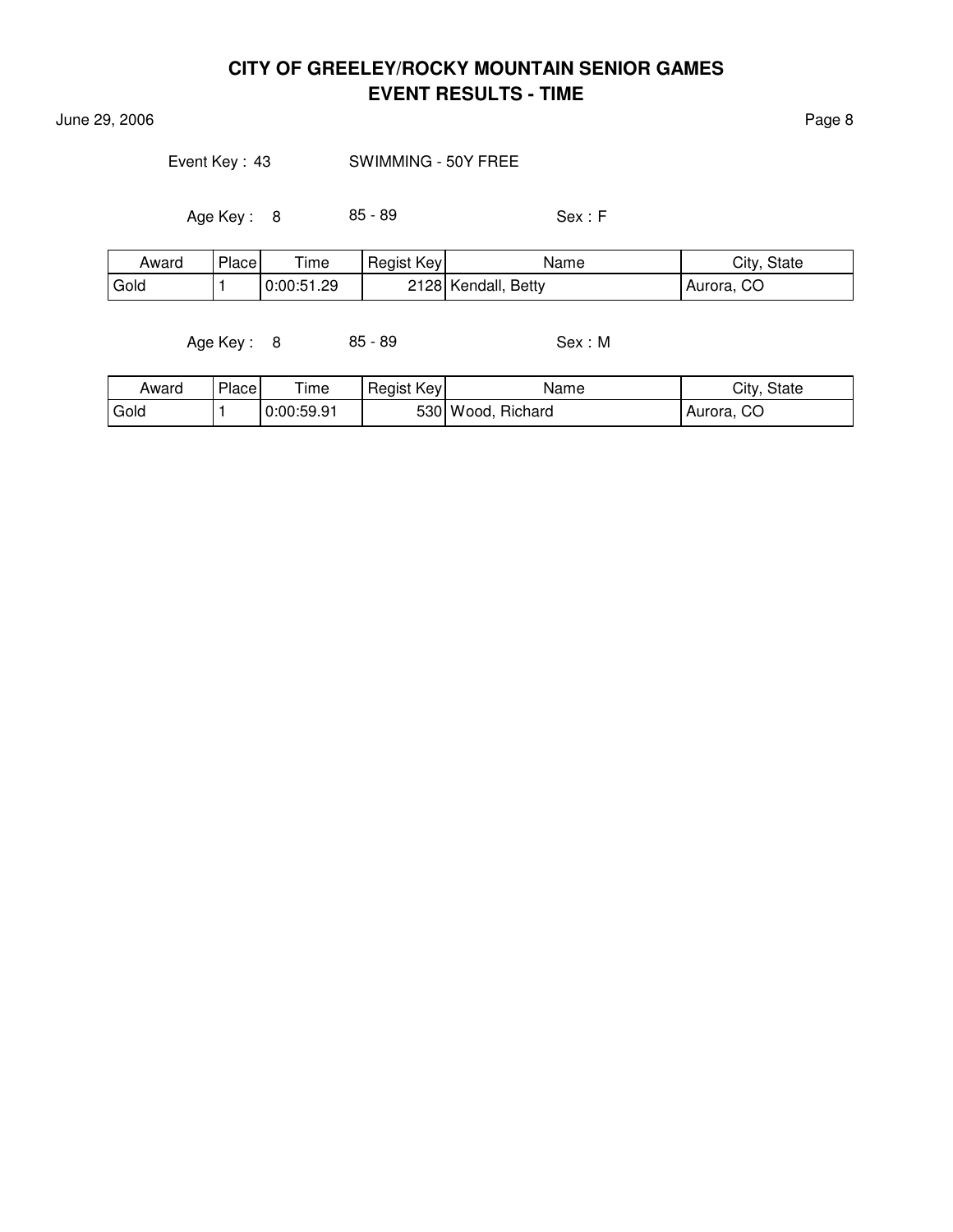# CITY OF GREELEY/ROCKY MOUNTAIN SENIOR GAMES
## EVENT RESULTS - TIME

June 29, 2006

Event Key : 43 SWIMMING - 50Y FREE

Age Key : 8 85 - 89 Sex : F

| Award | Place | Time | Regist Key | Name | City, State |
|---|---|---|---|---|---|
| Gold | 1 | 0:00:51.29 | 2128 | Kendall, Betty | Aurora, CO |

Age Key : 8 85 - 89 Sex : M

| Award | Place | Time | Regist Key | Name | City, State |
|---|---|---|---|---|---|
| Gold | 1 | 0:00:59.91 | 530 | Wood, Richard | Aurora, CO |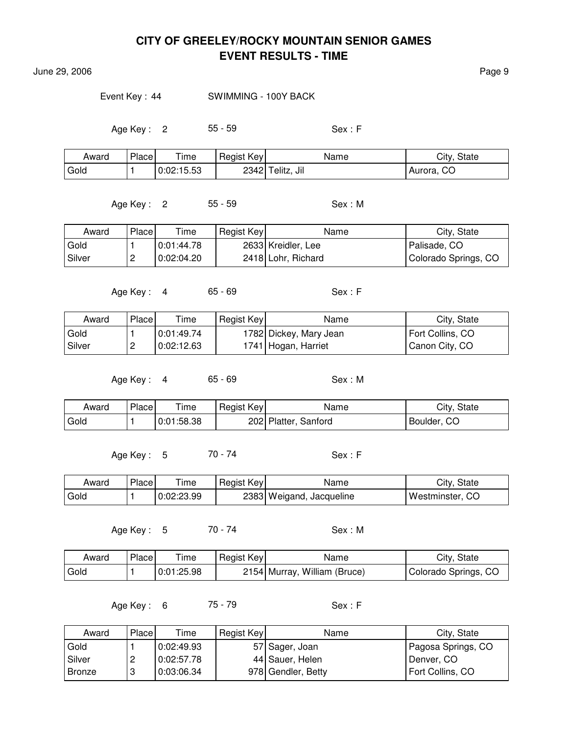# CITY OF GREELEY/ROCKY MOUNTAIN SENIOR GAMES
## EVENT RESULTS - TIME

June 29, 2006

Event Key : 44 SWIMMING - 100Y BACK

Age Key : 2 55 - 59 Sex : F

| Award | Place | Time | Regist Key | Name | City, State |
|---|---|---|---|---|---|
| Gold | 1 | 0:02:15.53 | 2342 | Telitz, Jil | Aurora, CO |

Age Key : 2 55 - 59 Sex : M

| Award | Place | Time | Regist Key | Name | City, State |
|---|---|---|---|---|---|
| Gold | 1 | 0:01:44.78 | 2633 | Kreidler, Lee | Palisade, CO |
| Silver | 2 | 0:02:04.20 | 2418 | Lohr, Richard | Colorado Springs, CO |

Age Key : 4 65 - 69 Sex : F

| Award | Place | Time | Regist Key | Name | City, State |
|---|---|---|---|---|---|
| Gold | 1 | 0:01:49.74 | 1782 | Dickey, Mary Jean | Fort Collins, CO |
| Silver | 2 | 0:02:12.63 | 1741 | Hogan, Harriet | Canon City, CO |

Age Key : 4 65 - 69 Sex : M

| Award | Place | Time | Regist Key | Name | City, State |
|---|---|---|---|---|---|
| Gold | 1 | 0:01:58.38 | 202 | Platter, Sanford | Boulder, CO |

Age Key : 5 70 - 74 Sex : F

| Award | Place | Time | Regist Key | Name | City, State |
|---|---|---|---|---|---|
| Gold | 1 | 0:02:23.99 | 2383 | Weigand, Jacqueline | Westminster, CO |

Age Key : 5 70 - 74 Sex : M

| Award | Place | Time | Regist Key | Name | City, State |
|---|---|---|---|---|---|
| Gold | 1 | 0:01:25.98 | 2154 | Murray, William (Bruce) | Colorado Springs, CO |

Age Key : 6 75 - 79 Sex : F

| Award | Place | Time | Regist Key | Name | City, State |
|---|---|---|---|---|---|
| Gold | 1 | 0:02:49.93 | 57 | Sager, Joan | Pagosa Springs, CO |
| Silver | 2 | 0:02:57.78 | 44 | Sauer, Helen | Denver, CO |
| Bronze | 3 | 0:03:06.34 | 978 | Gendler, Betty | Fort Collins, CO |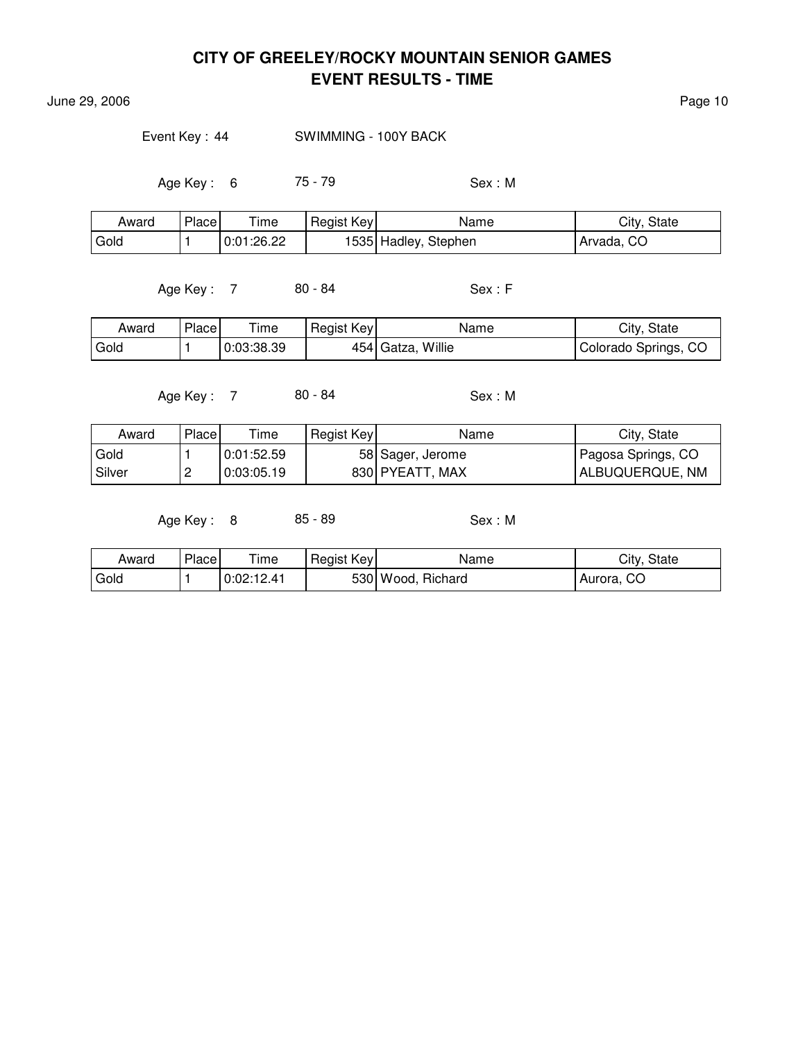# CITY OF GREELEY/ROCKY MOUNTAIN SENIOR GAMES
## EVENT RESULTS - TIME

June 29, 2006

Event Key : 44 SWIMMING - 100Y BACK

Age Key : 6 75 - 79 Sex : M

| Award | Place | Time | Regist Key | Name | City, State |
|---|---|---|---|---|---|
| Gold | 1 | 0:01:26.22 | 1535 | Hadley, Stephen | Arvada, CO |

Age Key : 7 80 - 84 Sex : F

| Award | Place | Time | Regist Key | Name | City, State |
|---|---|---|---|---|---|
| Gold | 1 | 0:03:38.39 | 454 | Gatza, Willie | Colorado Springs, CO |

Age Key : 7 80 - 84 Sex : M

| Award | Place | Time | Regist Key | Name | City, State |
|---|---|---|---|---|---|
| Gold | 1 | 0:01:52.59 | 58 | Sager, Jerome | Pagosa Springs, CO |
| Silver | 2 | 0:03:05.19 | 830 | PYEATT, MAX | ALBUQUERQUE, NM |

Age Key : 8 85 - 89 Sex : M

| Award | Place | Time | Regist Key | Name | City, State |
|---|---|---|---|---|---|
| Gold | 1 | 0:02:12.41 | 530 | Wood, Richard | Aurora, CO |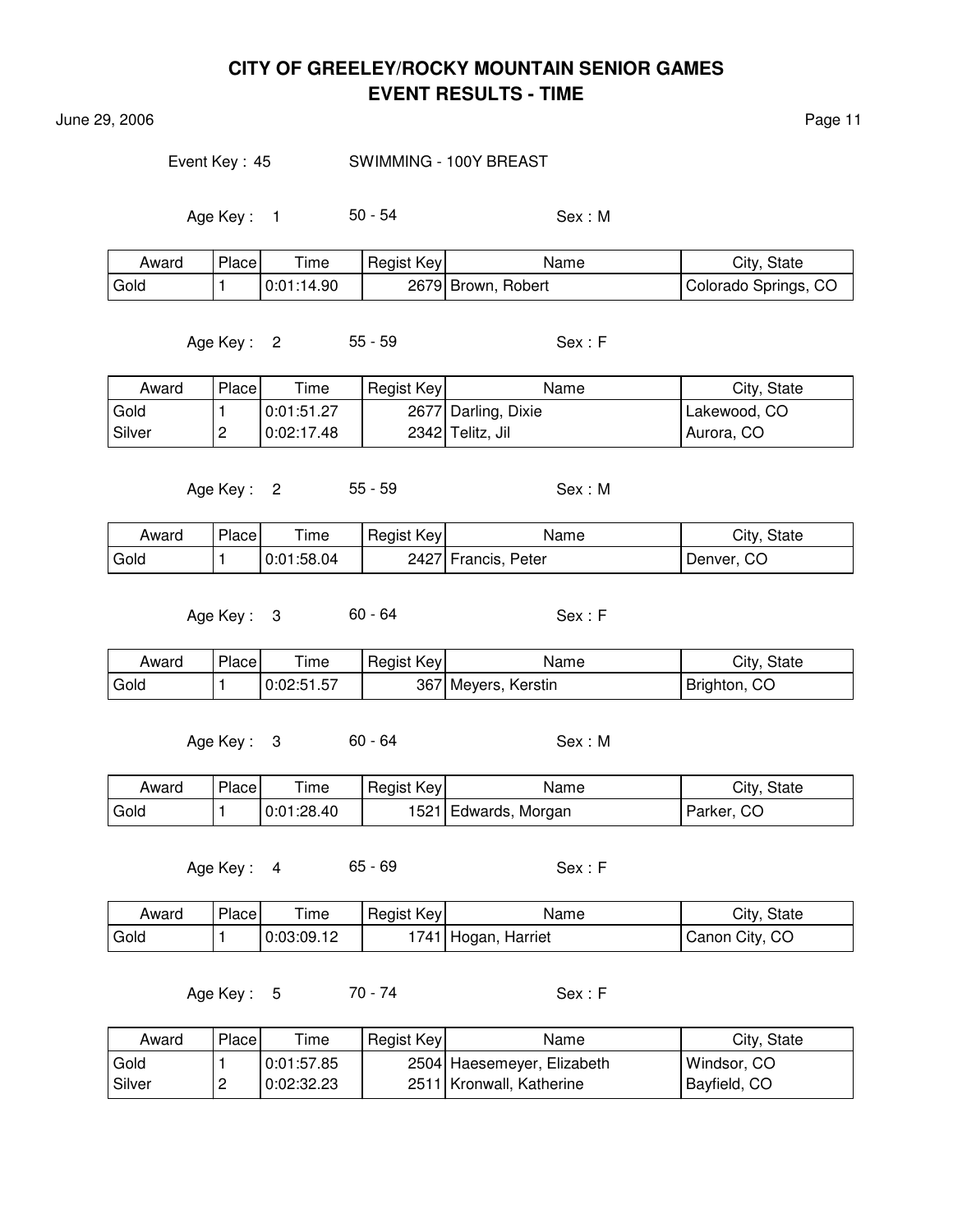# CITY OF GREELEY/ROCKY MOUNTAIN SENIOR GAMES
## EVENT RESULTS - TIME

June 29, 2006

Event Key : 45 SWIMMING - 100Y BREAST

Age Key : 1 50 - 54 Sex : M

| Award | Place | Time | Regist Key | Name | City, State |
|---|---|---|---|---|---|
| Gold | 1 | 0:01:14.90 | 2679 | Brown, Robert | Colorado Springs, CO |

Age Key : 2 55 - 59 Sex : F

| Award | Place | Time | Regist Key | Name | City, State |
|---|---|---|---|---|---|
| Gold | 1 | 0:01:51.27 | 2677 | Darling, Dixie | Lakewood, CO |
| Silver | 2 | 0:02:17.48 | 2342 | Telitz, Jil | Aurora, CO |

Age Key : 2 55 - 59 Sex : M

| Award | Place | Time | Regist Key | Name | City, State |
|---|---|---|---|---|---|
| Gold | 1 | 0:01:58.04 | 2427 | Francis, Peter | Denver, CO |

Age Key : 3 60 - 64 Sex : F

| Award | Place | Time | Regist Key | Name | City, State |
|---|---|---|---|---|---|
| Gold | 1 | 0:02:51.57 | 367 | Meyers, Kerstin | Brighton, CO |

Age Key : 3 60 - 64 Sex : M

| Award | Place | Time | Regist Key | Name | City, State |
|---|---|---|---|---|---|
| Gold | 1 | 0:01:28.40 | 1521 | Edwards, Morgan | Parker, CO |

Age Key : 4 65 - 69 Sex : F

| Award | Place | Time | Regist Key | Name | City, State |
|---|---|---|---|---|---|
| Gold | 1 | 0:03:09.12 | 1741 | Hogan, Harriet | Canon City, CO |

Age Key : 5 70 - 74 Sex : F

| Award | Place | Time | Regist Key | Name | City, State |
|---|---|---|---|---|---|
| Gold | 1 | 0:01:57.85 | 2504 | Haesemeyer, Elizabeth | Windsor, CO |
| Silver | 2 | 0:02:32.23 | 2511 | Kronwall, Katherine | Bayfield, CO |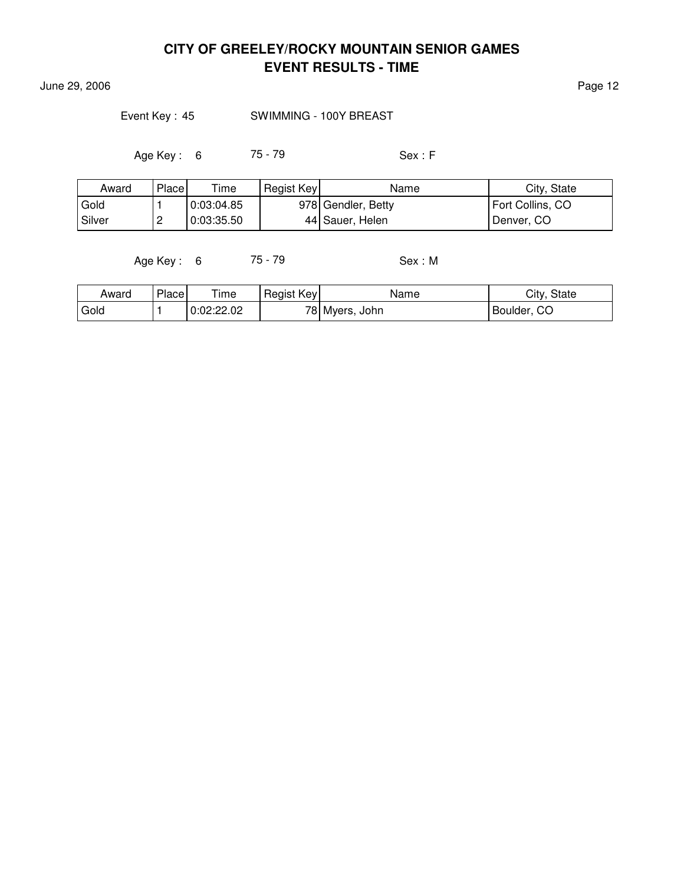# CITY OF GREELEY/ROCKY MOUNTAIN SENIOR GAMES
## EVENT RESULTS - TIME

June 29, 2006

Event Key : 45 SWIMMING - 100Y BREAST

Age Key : 6 75 - 79 Sex : F

| Award | Place | Time | Regist Key | Name | City, State |
|---|---|---|---|---|---|
| Gold | 1 | 0:03:04.85 | 978 | Gendler, Betty | Fort Collins, CO |
| Silver | 2 | 0:03:35.50 | 44 | Sauer, Helen | Denver, CO |

Age Key : 6 75 - 79 Sex : M

| Award | Place | Time | Regist Key | Name | City, State |
|---|---|---|---|---|---|
| Gold | 1 | 0:02:22.02 | 78 | Myers, John | Boulder, CO |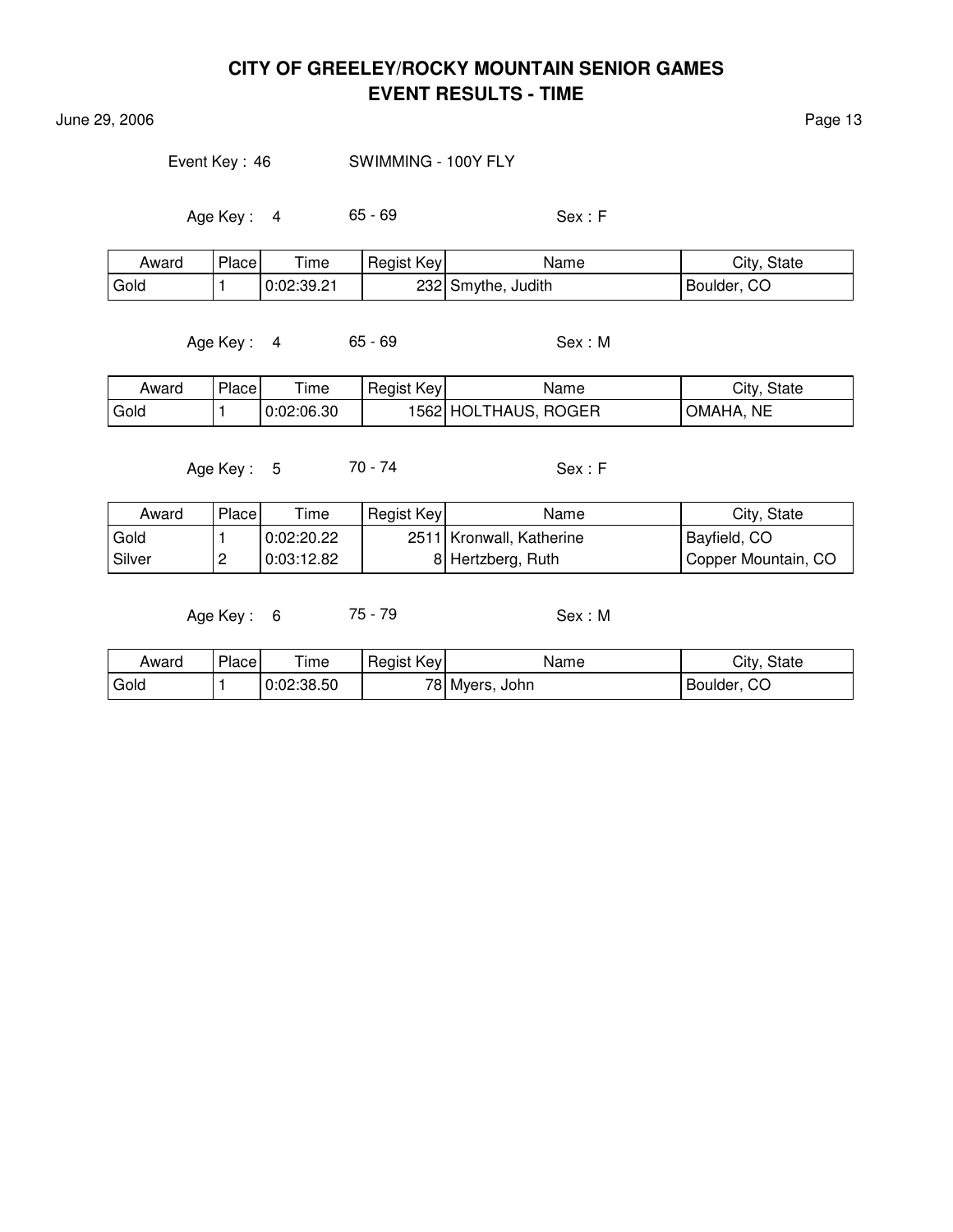# CITY OF GREELEY/ROCKY MOUNTAIN SENIOR GAMES
## EVENT RESULTS - TIME

June 29, 2006

Event Key : 46 SWIMMING - 100Y FLY

Age Key : 4 65 - 69 Sex : F

| Award | Place | Time | Regist Key | Name | City, State |
|---|---|---|---|---|---|
| Gold | 1 | 0:02:39.21 | 232 | Smythe, Judith | Boulder, CO |

Age Key : 4 65 - 69 Sex : M

| Award | Place | Time | Regist Key | Name | City, State |
|---|---|---|---|---|---|
| Gold | 1 | 0:02:06.30 | 1562 | HOLTHAUS, ROGER | OMAHA, NE |

Age Key : 5 70 - 74 Sex : F

| Award | Place | Time | Regist Key | Name | City, State |
|---|---|---|---|---|---|
| Gold | 1 | 0:02:20.22 | 2511 | Kronwall, Katherine | Bayfield, CO |
| Silver | 2 | 0:03:12.82 | 8 | Hertzberg, Ruth | Copper Mountain, CO |

Age Key : 6 75 - 79 Sex : M

| Award | Place | Time | Regist Key | Name | City, State |
|---|---|---|---|---|---|
| Gold | 1 | 0:02:38.50 | 78 | Myers, John | Boulder, CO |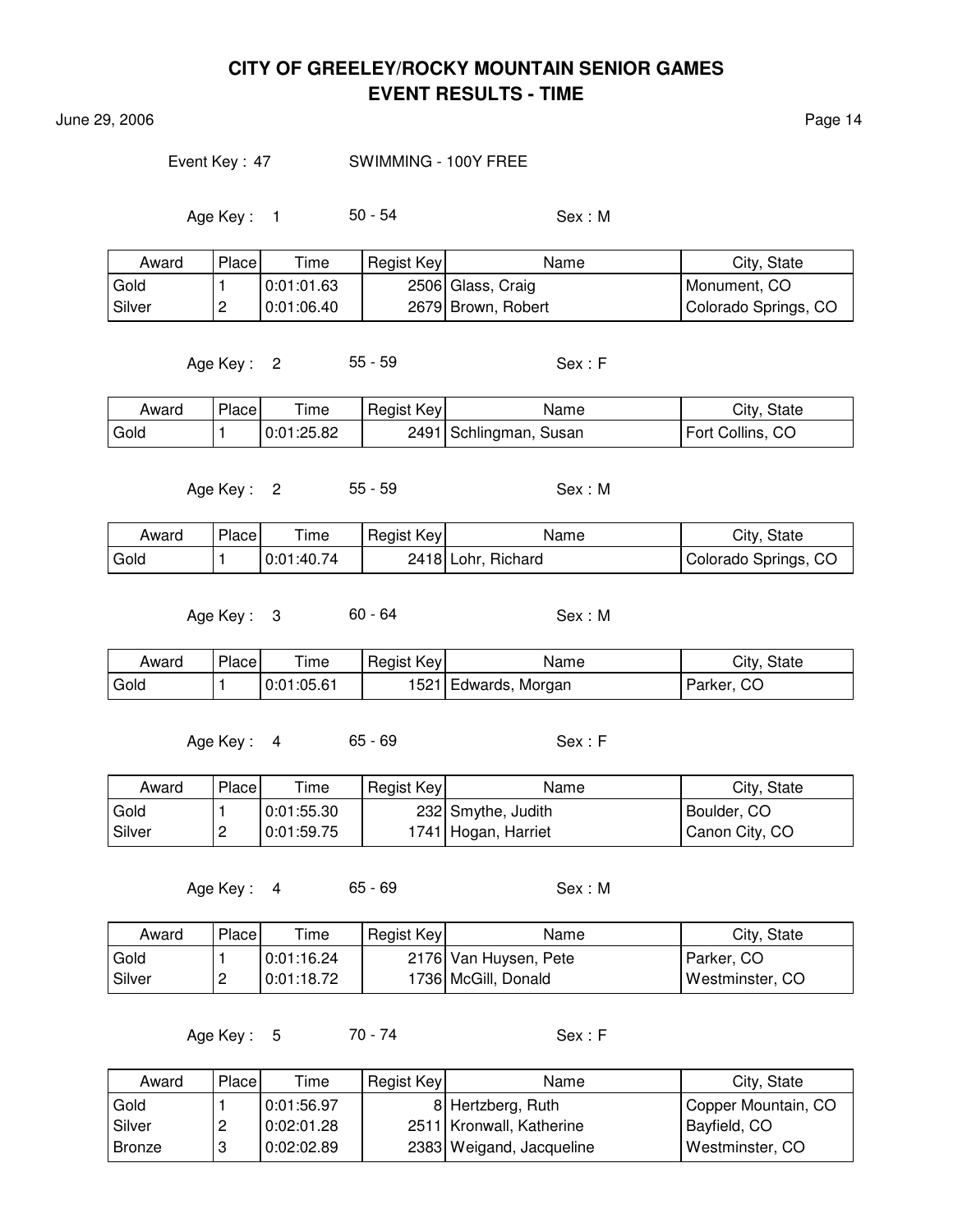# CITY OF GREELEY/ROCKY MOUNTAIN SENIOR GAMES
## EVENT RESULTS - TIME

June 29, 2006

Event Key : 47 SWIMMING - 100Y FREE

Age Key : 1 50 - 54 Sex : M

| Award | Place | Time | Regist Key | Name | City, State |
|---|---|---|---|---|---|
| Gold | 1 | 0:01:01.63 | 2506 | Glass, Craig | Monument, CO |
| Silver | 2 | 0:01:06.40 | 2679 | Brown, Robert | Colorado Springs, CO |

Age Key : 2 55 - 59 Sex : F

| Award | Place | Time | Regist Key | Name | City, State |
|---|---|---|---|---|---|
| Gold | 1 | 0:01:25.82 | 2491 | Schlingman, Susan | Fort Collins, CO |

Age Key : 2 55 - 59 Sex : M

| Award | Place | Time | Regist Key | Name | City, State |
|---|---|---|---|---|---|
| Gold | 1 | 0:01:40.74 | 2418 | Lohr, Richard | Colorado Springs, CO |

Age Key : 3 60 - 64 Sex : M

| Award | Place | Time | Regist Key | Name | City, State |
|---|---|---|---|---|---|
| Gold | 1 | 0:01:05.61 | 1521 | Edwards, Morgan | Parker, CO |

Age Key : 4 65 - 69 Sex : F

| Award | Place | Time | Regist Key | Name | City, State |
|---|---|---|---|---|---|
| Gold | 1 | 0:01:55.30 | 232 | Smythe, Judith | Boulder, CO |
| Silver | 2 | 0:01:59.75 | 1741 | Hogan, Harriet | Canon City, CO |

Age Key : 4 65 - 69 Sex : M

| Award | Place | Time | Regist Key | Name | City, State |
|---|---|---|---|---|---|
| Gold | 1 | 0:01:16.24 | 2176 | Van Huysen, Pete | Parker, CO |
| Silver | 2 | 0:01:18.72 | 1736 | McGill, Donald | Westminster, CO |

Age Key : 5 70 - 74 Sex : F

| Award | Place | Time | Regist Key | Name | City, State |
|---|---|---|---|---|---|
| Gold | 1 | 0:01:56.97 | 8 | Hertzberg, Ruth | Copper Mountain, CO |
| Silver | 2 | 0:02:01.28 | 2511 | Kronwall, Katherine | Bayfield, CO |
| Bronze | 3 | 0:02:02.89 | 2383 | Weigand, Jacqueline | Westminster, CO |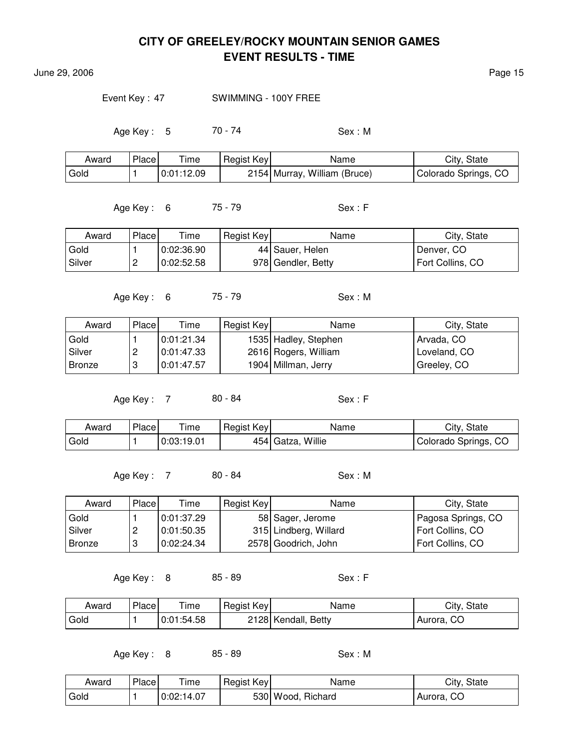# CITY OF GREELEY/ROCKY MOUNTAIN SENIOR GAMES
## EVENT RESULTS - TIME

June 29, 2006

Event Key : 47 SWIMMING - 100Y FREE

Age Key : 5 70 - 74 Sex : M

| Award | Place | Time | Regist Key | Name | City, State |
|---|---|---|---|---|---|
| Gold | 1 | 0:01:12.09 | 2154 | Murray, William (Bruce) | Colorado Springs, CO |

Age Key : 6 75 - 79 Sex : F

| Award | Place | Time | Regist Key | Name | City, State |
|---|---|---|---|---|---|
| Gold | 1 | 0:02:36.90 | 44 | Sauer, Helen | Denver, CO |
| Silver | 2 | 0:02:52.58 | 978 | Gendler, Betty | Fort Collins, CO |

Age Key : 6 75 - 79 Sex : M

| Award | Place | Time | Regist Key | Name | City, State |
|---|---|---|---|---|---|
| Gold | 1 | 0:01:21.34 | 1535 | Hadley, Stephen | Arvada, CO |
| Silver | 2 | 0:01:47.33 | 2616 | Rogers, William | Loveland, CO |
| Bronze | 3 | 0:01:47.57 | 1904 | Millman, Jerry | Greeley, CO |

Age Key : 7 80 - 84 Sex : F

| Award | Place | Time | Regist Key | Name | City, State |
|---|---|---|---|---|---|
| Gold | 1 | 0:03:19.01 | 454 | Gatza, Willie | Colorado Springs, CO |

Age Key : 7 80 - 84 Sex : M

| Award | Place | Time | Regist Key | Name | City, State |
|---|---|---|---|---|---|
| Gold | 1 | 0:01:37.29 | 58 | Sager, Jerome | Pagosa Springs, CO |
| Silver | 2 | 0:01:50.35 | 315 | Lindberg, Willard | Fort Collins, CO |
| Bronze | 3 | 0:02:24.34 | 2578 | Goodrich, John | Fort Collins, CO |

Age Key : 8 85 - 89 Sex : F

| Award | Place | Time | Regist Key | Name | City, State |
|---|---|---|---|---|---|
| Gold | 1 | 0:01:54.58 | 2128 | Kendall, Betty | Aurora, CO |

Age Key : 8 85 - 89 Sex : M

| Award | Place | Time | Regist Key | Name | City, State |
|---|---|---|---|---|---|
| Gold | 1 | 0:02:14.07 | 530 | Wood, Richard | Aurora, CO |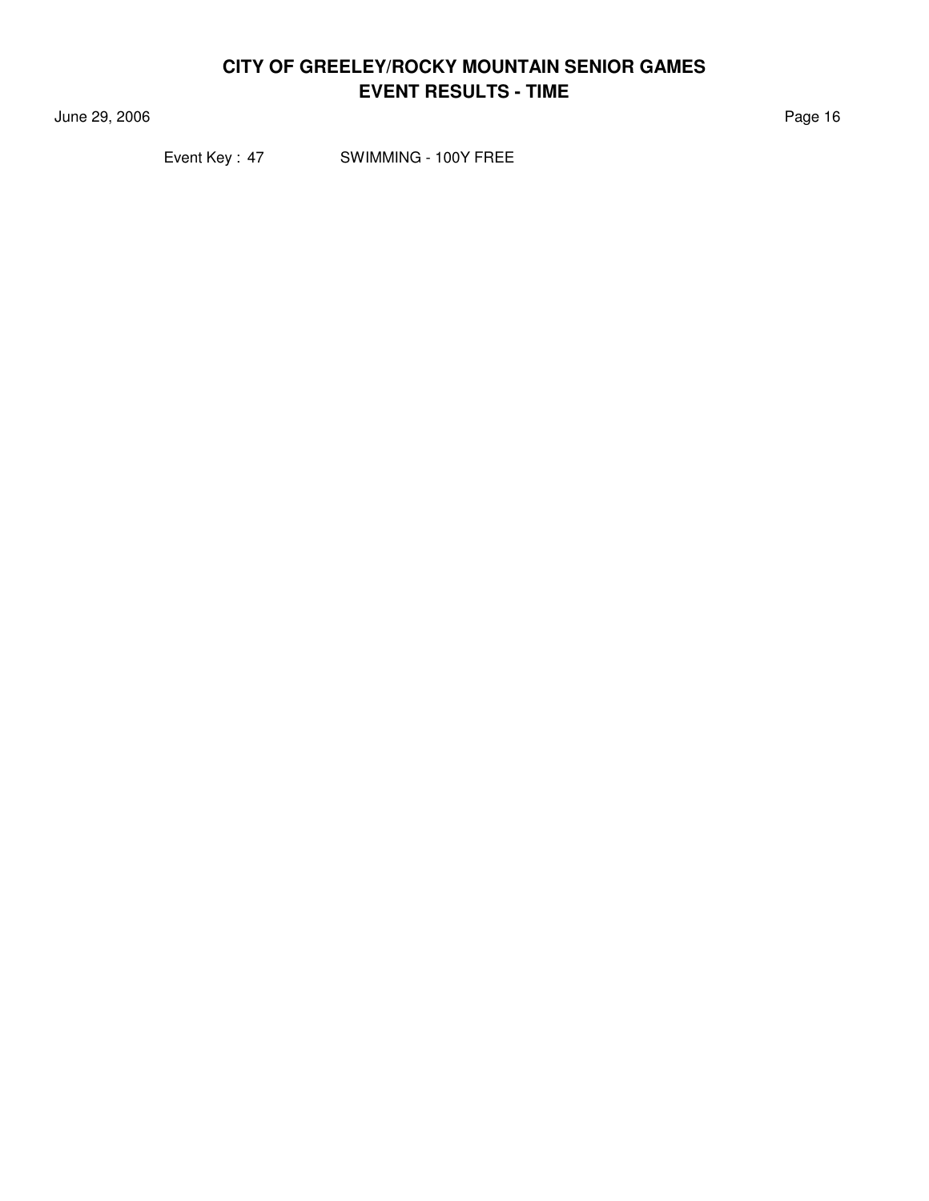Event Key : 47 SWIMMING - 100Y FREE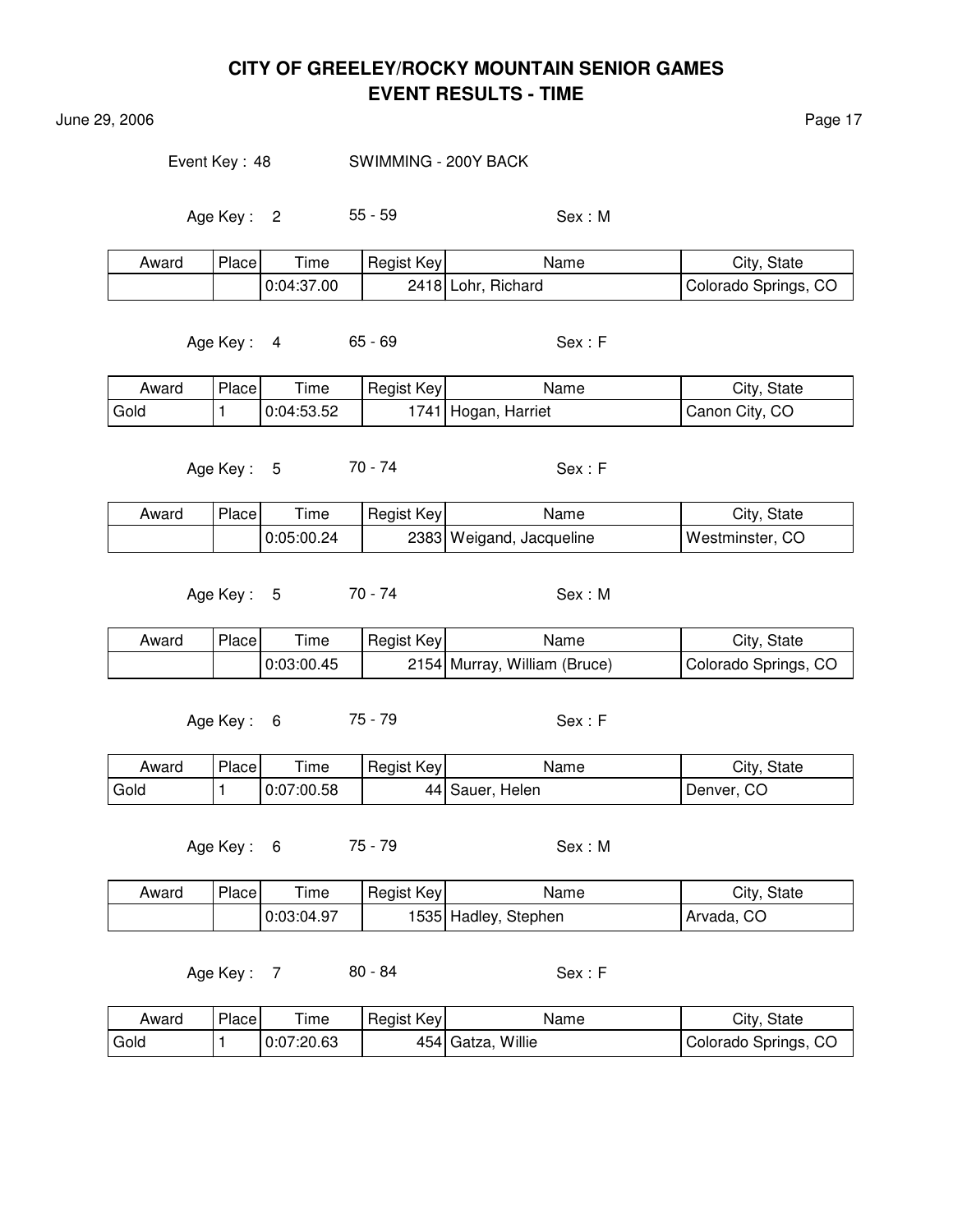# CITY OF GREELEY/ROCKY MOUNTAIN SENIOR GAMES
# EVENT RESULTS - TIME

June 29, 2006

Event Key : 48 SWIMMING - 200Y BACK

Age Key : 2 55 - 59 Sex : M

| Award | Place | Time | Regist Key | Name | City, State |
|---|---|---|---|---|---|
| | | 0:04:37.00 | 2418 | Lohr, Richard | Colorado Springs, CO |

Age Key : 4 65 - 69 Sex : F

| Award | Place | Time | Regist Key | Name | City, State |
|---|---|---|---|---|---|
| Gold | 1 | 0:04:53.52 | 1741 | Hogan, Harriet | Canon City, CO |

Age Key : 5 70 - 74 Sex : F

| Award | Place | Time | Regist Key | Name | City, State |
|---|---|---|---|---|---|
| | | 0:05:00.24 | 2383 | Weigand, Jacqueline | Westminster, CO |

Age Key : 5 70 - 74 Sex : M

| Award | Place | Time | Regist Key | Name | City, State |
|---|---|---|---|---|---|
| | | 0:03:00.45 | 2154 | Murray, William (Bruce) | Colorado Springs, CO |

Age Key : 6 75 - 79 Sex : F

| Award | Place | Time | Regist Key | Name | City, State |
|---|---|---|---|---|---|
| Gold | 1 | 0:07:00.58 | 44 | Sauer, Helen | Denver, CO |

Age Key : 6 75 - 79 Sex : M

| Award | Place | Time | Regist Key | Name | City, State |
|---|---|---|---|---|---|
| | | 0:03:04.97 | 1535 | Hadley, Stephen | Arvada, CO |

Age Key : 7 80 - 84 Sex : F

| Award | Place | Time | Regist Key | Name | City, State |
|---|---|---|---|---|---|
| Gold | 1 | 0:07:20.63 | 454 | Gatza, Willie | Colorado Springs, CO |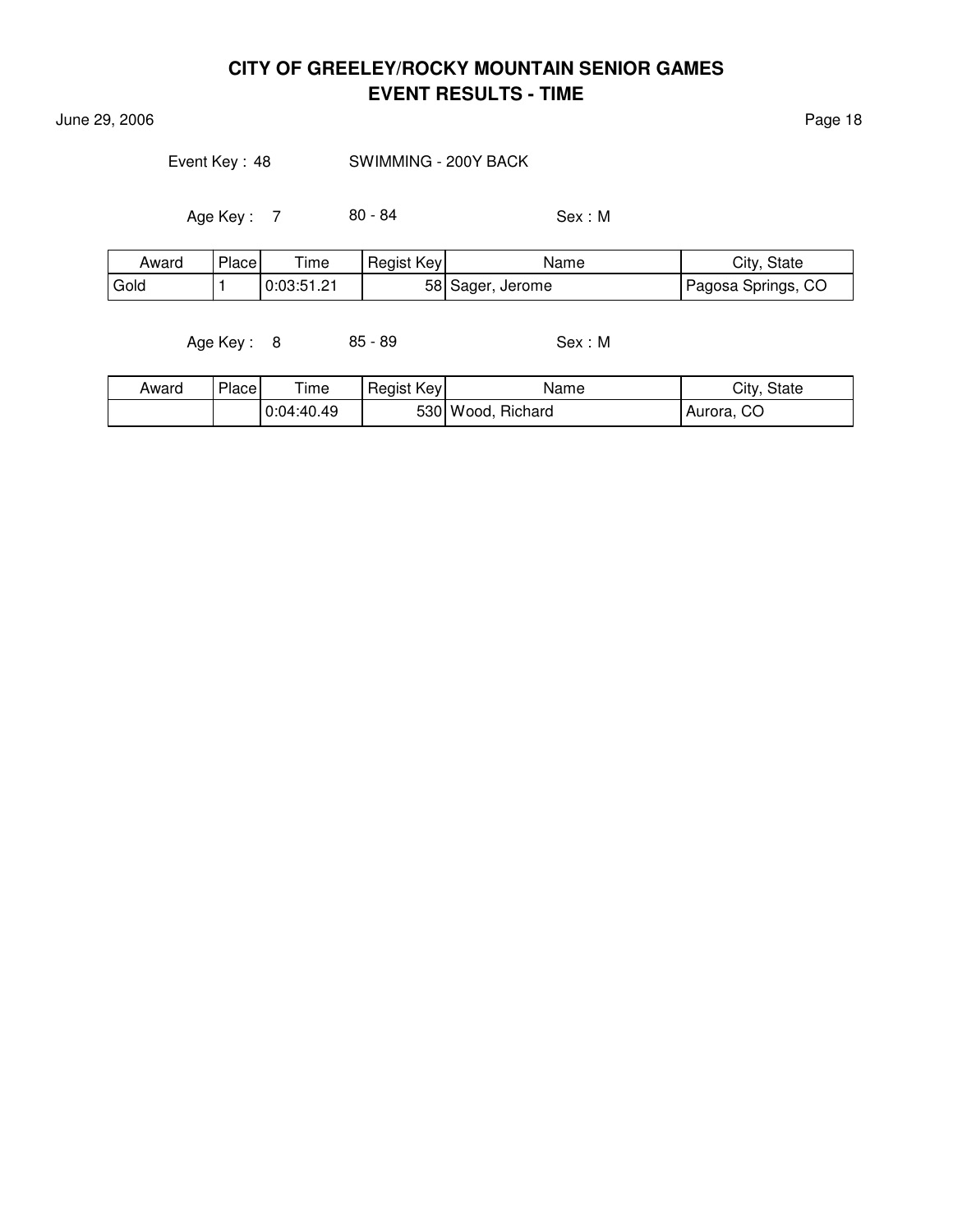# CITY OF GREELEY/ROCKY MOUNTAIN SENIOR GAMES
## EVENT RESULTS - TIME

June 29, 2006

Event Key : 48 SWIMMING - 200Y BACK

Age Key : 7 80 - 84 Sex : M

| Award | Place | Time | Regist Key | Name | City, State |
|---|---|---|---|---|---|
| Gold | 1 | 0:03:51.21 | 58 | Sager, Jerome | Pagosa Springs, CO |

Age Key : 8 85 - 89 Sex : M

| Award | Place | Time | Regist Key | Name | City, State |
|---|---|---|---|---|---|
| | | 0:04:40.49 | 530 | Wood, Richard | Aurora, CO |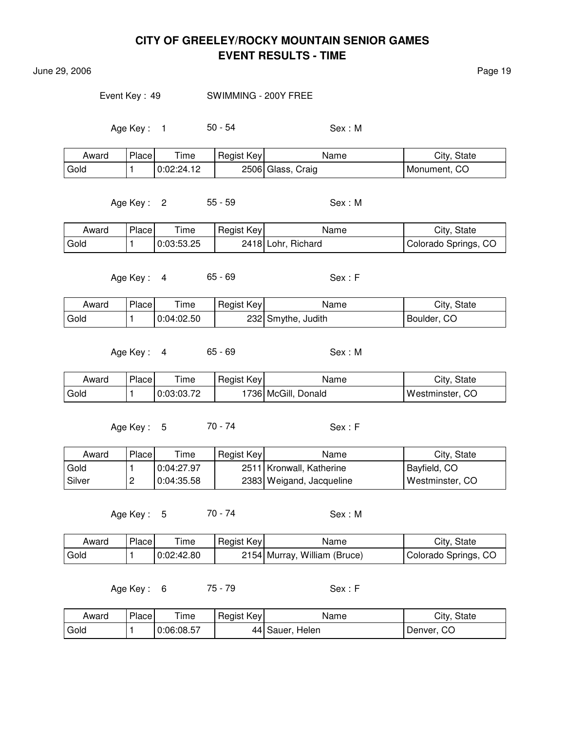# CITY OF GREELEY/ROCKY MOUNTAIN SENIOR GAMES
## EVENT RESULTS - TIME

June 29, 2006

Event Key : 49 SWIMMING - 200Y FREE

Age Key : 1 50 - 54 Sex : M

| Award | Place | Time | Regist Key | Name | City, State |
|---|---|---|---|---|---|
| Gold | 1 | 0:02:24.12 | 2506 | Glass, Craig | Monument, CO |

Age Key : 2 55 - 59 Sex : M

| Award | Place | Time | Regist Key | Name | City, State |
|---|---|---|---|---|---|
| Gold | 1 | 0:03:53.25 | 2418 | Lohr, Richard | Colorado Springs, CO |

Age Key : 4 65 - 69 Sex : F

| Award | Place | Time | Regist Key | Name | City, State |
|---|---|---|---|---|---|
| Gold | 1 | 0:04:02.50 | 232 | Smythe, Judith | Boulder, CO |

Age Key : 4 65 - 69 Sex : M

| Award | Place | Time | Regist Key | Name | City, State |
|---|---|---|---|---|---|
| Gold | 1 | 0:03:03.72 | 1736 | McGill, Donald | Westminster, CO |

Age Key : 5 70 - 74 Sex : F

| Award | Place | Time | Regist Key | Name | City, State |
|---|---|---|---|---|---|
| Gold | 1 | 0:04:27.97 | 2511 | Kronwall, Katherine | Bayfield, CO |
| Silver | 2 | 0:04:35.58 | 2383 | Weigand, Jacqueline | Westminster, CO |

Age Key : 5 70 - 74 Sex : M

| Award | Place | Time | Regist Key | Name | City, State |
|---|---|---|---|---|---|
| Gold | 1 | 0:02:42.80 | 2154 | Murray, William (Bruce) | Colorado Springs, CO |

Age Key : 6 75 - 79 Sex : F

| Award | Place | Time | Regist Key | Name | City, State |
|---|---|---|---|---|---|
| Gold | 1 | 0:06:08.57 | 44 | Sauer, Helen | Denver, CO |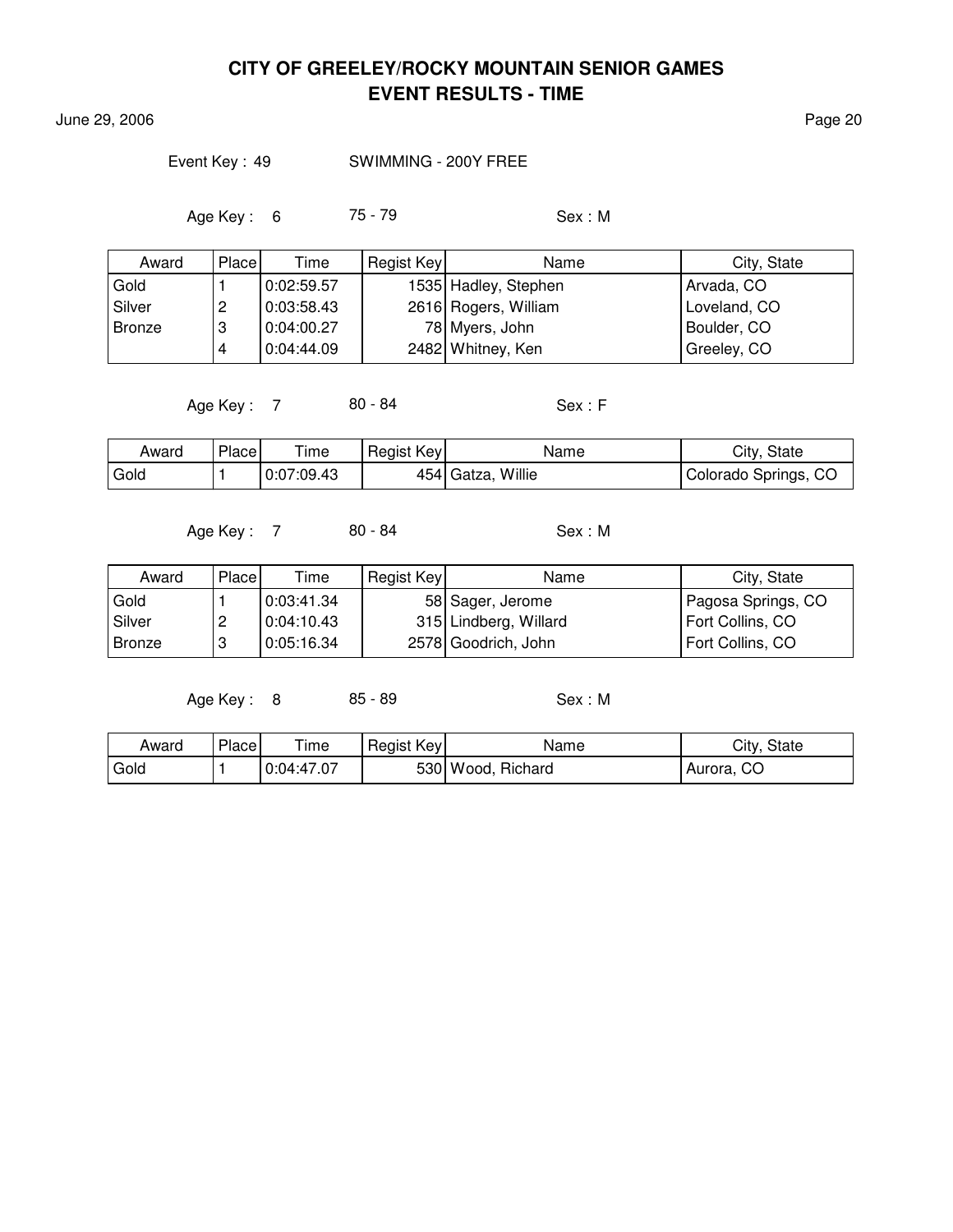# CITY OF GREELEY/ROCKY MOUNTAIN SENIOR GAMES
## EVENT RESULTS - TIME

June 29, 2006

Event Key : 49 SWIMMING - 200Y FREE

Age Key : 6 75 - 79 Sex : M

| Award | Place | Time | Regist Key | Name | City, State |
|---|---|---|---|---|---|
| Gold | 1 | 0:02:59.57 | 1535 | Hadley, Stephen | Arvada, CO |
| Silver | 2 | 0:03:58.43 | 2616 | Rogers, William | Loveland, CO |
| Bronze | 3 | 0:04:00.27 | 78 | Myers, John | Boulder, CO |
| | 4 | 0:04:44.09 | 2482 | Whitney, Ken | Greeley, CO |

Age Key : 7 80 - 84 Sex : F

| Award | Place | Time | Regist Key | Name | City, State |
|---|---|---|---|---|---|
| Gold | 1 | 0:07:09.43 | 454 | Gatza, Willie | Colorado Springs, CO |

Age Key : 7 80 - 84 Sex : M

| Award | Place | Time | Regist Key | Name | City, State |
|---|---|---|---|---|---|
| Gold | 1 | 0:03:41.34 | 58 | Sager, Jerome | Pagosa Springs, CO |
| Silver | 2 | 0:04:10.43 | 315 | Lindberg, Willard | Fort Collins, CO |
| Bronze | 3 | 0:05:16.34 | 2578 | Goodrich, John | Fort Collins, CO |

Age Key : 8 85 - 89 Sex : M

| Award | Place | Time | Regist Key | Name | City, State |
|---|---|---|---|---|---|
| Gold | 1 | 0:04:47.07 | 530 | Wood, Richard | Aurora, CO |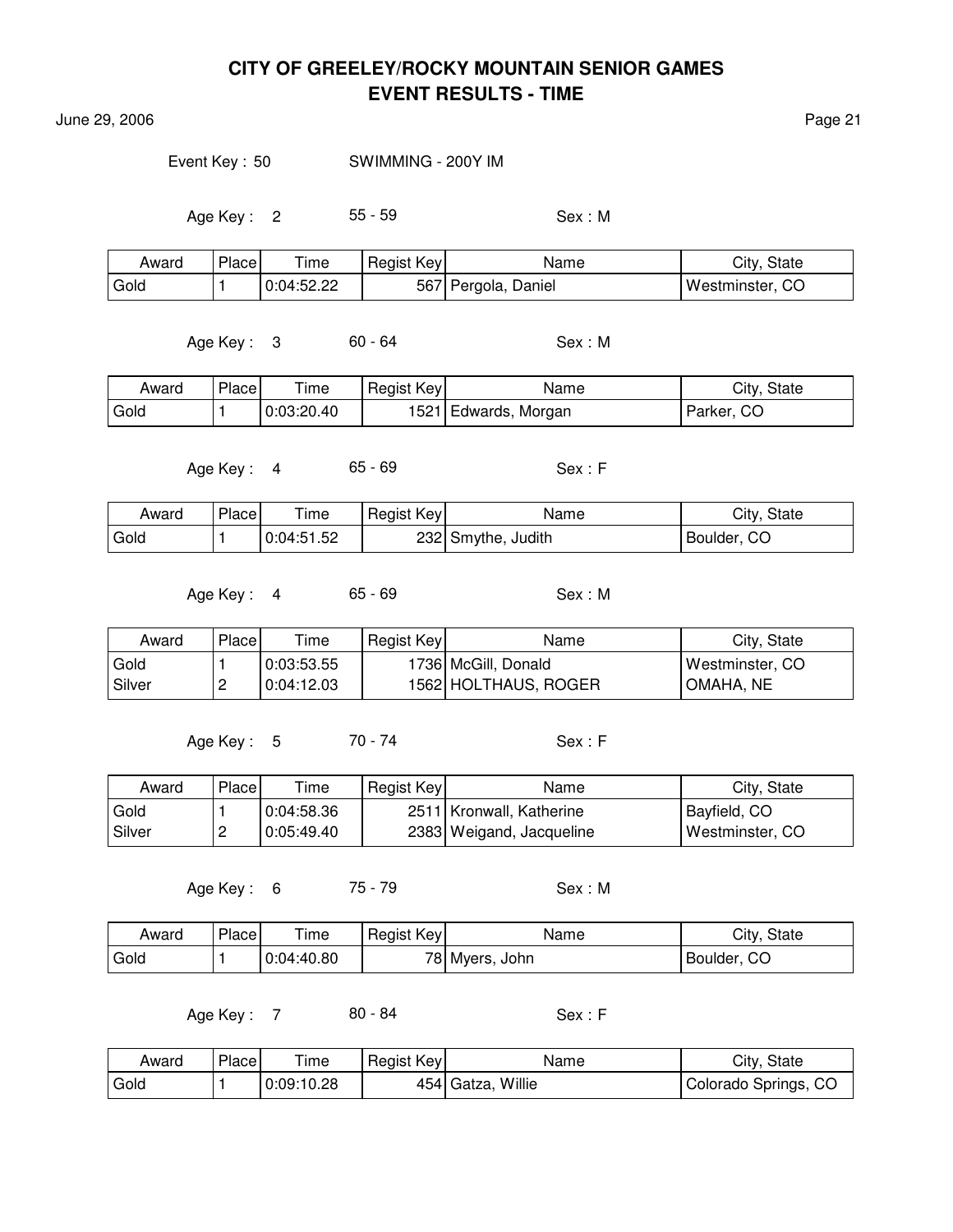# CITY OF GREELEY/ROCKY MOUNTAIN SENIOR GAMES
## EVENT RESULTS - TIME

June 29, 2006

Event Key : 50 SWIMMING - 200Y IM

Age Key : 2 55 - 59 Sex : M

| Award | Place | Time | Regist Key | Name | City, State |
|---|---|---|---|---|---|
| Gold | 1 | 0:04:52.22 | 567 | Pergola, Daniel | Westminster, CO |

Age Key : 3 60 - 64 Sex : M

| Award | Place | Time | Regist Key | Name | City, State |
|---|---|---|---|---|---|
| Gold | 1 | 0:03:20.40 | 1521 | Edwards, Morgan | Parker, CO |

Age Key : 4 65 - 69 Sex : F

| Award | Place | Time | Regist Key | Name | City, State |
|---|---|---|---|---|---|
| Gold | 1 | 0:04:51.52 | 232 | Smythe, Judith | Boulder, CO |

Age Key : 4 65 - 69 Sex : M

| Award | Place | Time | Regist Key | Name | City, State |
|---|---|---|---|---|---|
| Gold | 1 | 0:03:53.55 | 1736 | McGill, Donald | Westminster, CO |
| Silver | 2 | 0:04:12.03 | 1562 | HOLTHAUS, ROGER | OMAHA, NE |

Age Key : 5 70 - 74 Sex : F

| Award | Place | Time | Regist Key | Name | City, State |
|---|---|---|---|---|---|
| Gold | 1 | 0:04:58.36 | 2511 | Kronwall, Katherine | Bayfield, CO |
| Silver | 2 | 0:05:49.40 | 2383 | Weigand, Jacqueline | Westminster, CO |

Age Key : 6 75 - 79 Sex : M

| Award | Place | Time | Regist Key | Name | City, State |
|---|---|---|---|---|---|
| Gold | 1 | 0:04:40.80 | 78 | Myers, John | Boulder, CO |

Age Key : 7 80 - 84 Sex : F

| Award | Place | Time | Regist Key | Name | City, State |
|---|---|---|---|---|---|
| Gold | 1 | 0:09:10.28 | 454 | Gatza, Willie | Colorado Springs, CO |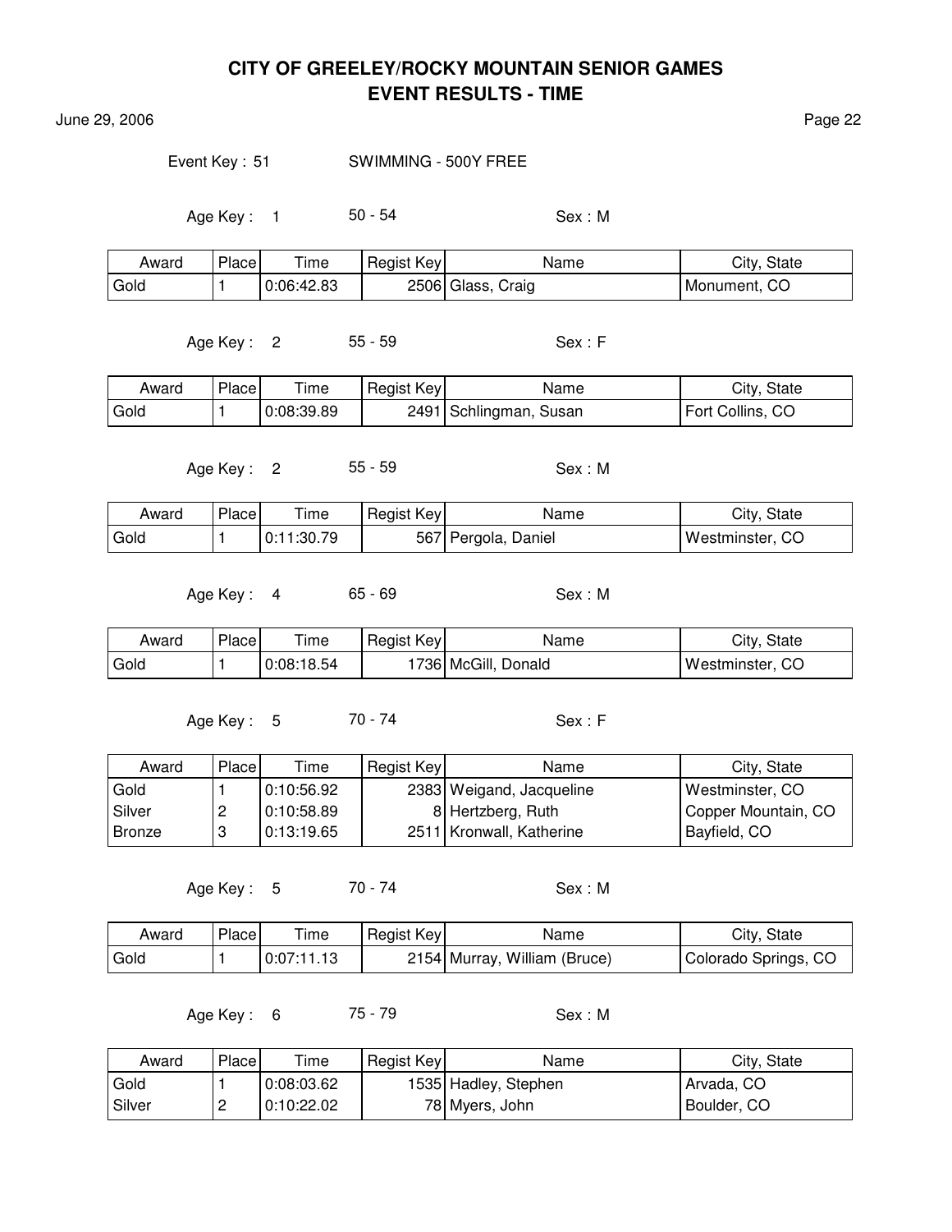# CITY OF GREELEY/ROCKY MOUNTAIN SENIOR GAMES
## EVENT RESULTS - TIME

June 29, 2006

Event Key : 51 SWIMMING - 500Y FREE

Age Key : 1 50 - 54 Sex : M

| Award | Place | Time | Regist Key | Name | City, State |
|---|---|---|---|---|---|
| Gold | 1 | 0:06:42.83 | 2506 | Glass, Craig | Monument, CO |

Age Key : 2 55 - 59 Sex : F

| Award | Place | Time | Regist Key | Name | City, State |
|---|---|---|---|---|---|
| Gold | 1 | 0:08:39.89 | 2491 | Schlingman, Susan | Fort Collins, CO |

Age Key : 2 55 - 59 Sex : M

| Award | Place | Time | Regist Key | Name | City, State |
|---|---|---|---|---|---|
| Gold | 1 | 0:11:30.79 | 567 | Pergola, Daniel | Westminster, CO |

Age Key : 4 65 - 69 Sex : M

| Award | Place | Time | Regist Key | Name | City, State |
|---|---|---|---|---|---|
| Gold | 1 | 0:08:18.54 | 1736 | McGill, Donald | Westminster, CO |

Age Key : 5 70 - 74 Sex : F

| Award | Place | Time | Regist Key | Name | City, State |
|---|---|---|---|---|---|
| Gold | 1 | 0:10:56.92 | 2383 | Weigand, Jacqueline | Westminster, CO |
| Silver | 2 | 0:10:58.89 | 8 | Hertzberg, Ruth | Copper Mountain, CO |
| Bronze | 3 | 0:13:19.65 | 2511 | Kronwall, Katherine | Bayfield, CO |

Age Key : 5 70 - 74 Sex : M

| Award | Place | Time | Regist Key | Name | City, State |
|---|---|---|---|---|---|
| Gold | 1 | 0:07:11.13 | 2154 | Murray, William (Bruce) | Colorado Springs, CO |

Age Key : 6 75 - 79 Sex : M

| Award | Place | Time | Regist Key | Name | City, State |
|---|---|---|---|---|---|
| Gold | 1 | 0:08:03.62 | 1535 | Hadley, Stephen | Arvada, CO |
| Silver | 2 | 0:10:22.02 | 78 | Myers, John | Boulder, CO |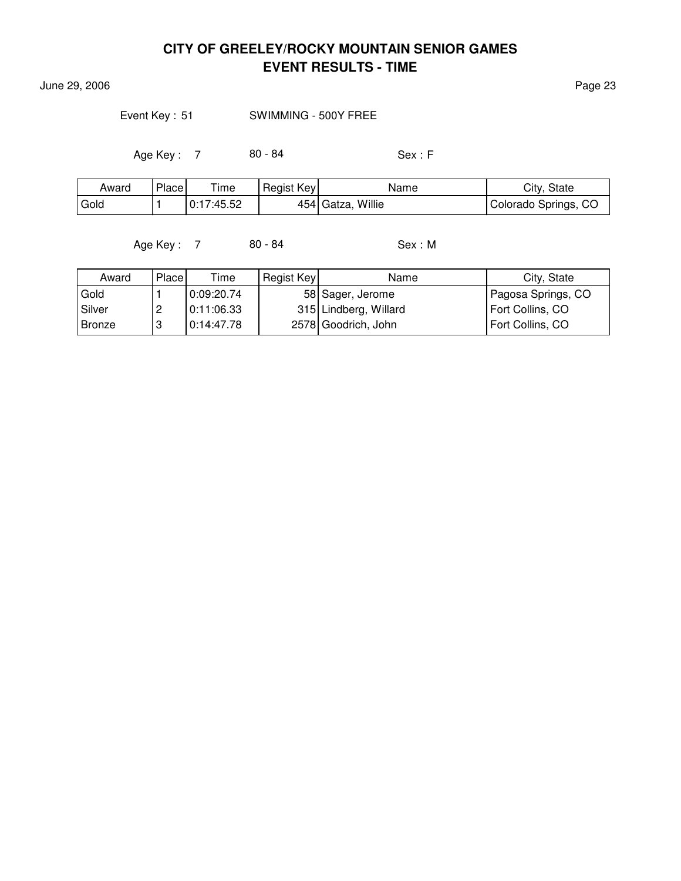# CITY OF GREELEY/ROCKY MOUNTAIN SENIOR GAMES
## EVENT RESULTS - TIME

June 29, 2006

Event Key : 51 SWIMMING - 500Y FREE

Age Key : 7 80 - 84 Sex : F

| Award | Place | Time | Regist Key | Name | City, State |
|---|---|---|---|---|---|
| Gold | 1 | 0:17:45.52 | 454 | Gatza, Willie | Colorado Springs, CO |

Age Key : 7 80 - 84 Sex : M

| Award | Place | Time | Regist Key | Name | City, State |
|---|---|---|---|---|---|
| Gold | 1 | 0:09:20.74 | 58 | Sager, Jerome | Pagosa Springs, CO |
| Silver | 2 | 0:11:06.33 | 315 | Lindberg, Willard | Fort Collins, CO |
| Bronze | 3 | 0:14:47.78 | 2578 | Goodrich, John | Fort Collins, CO |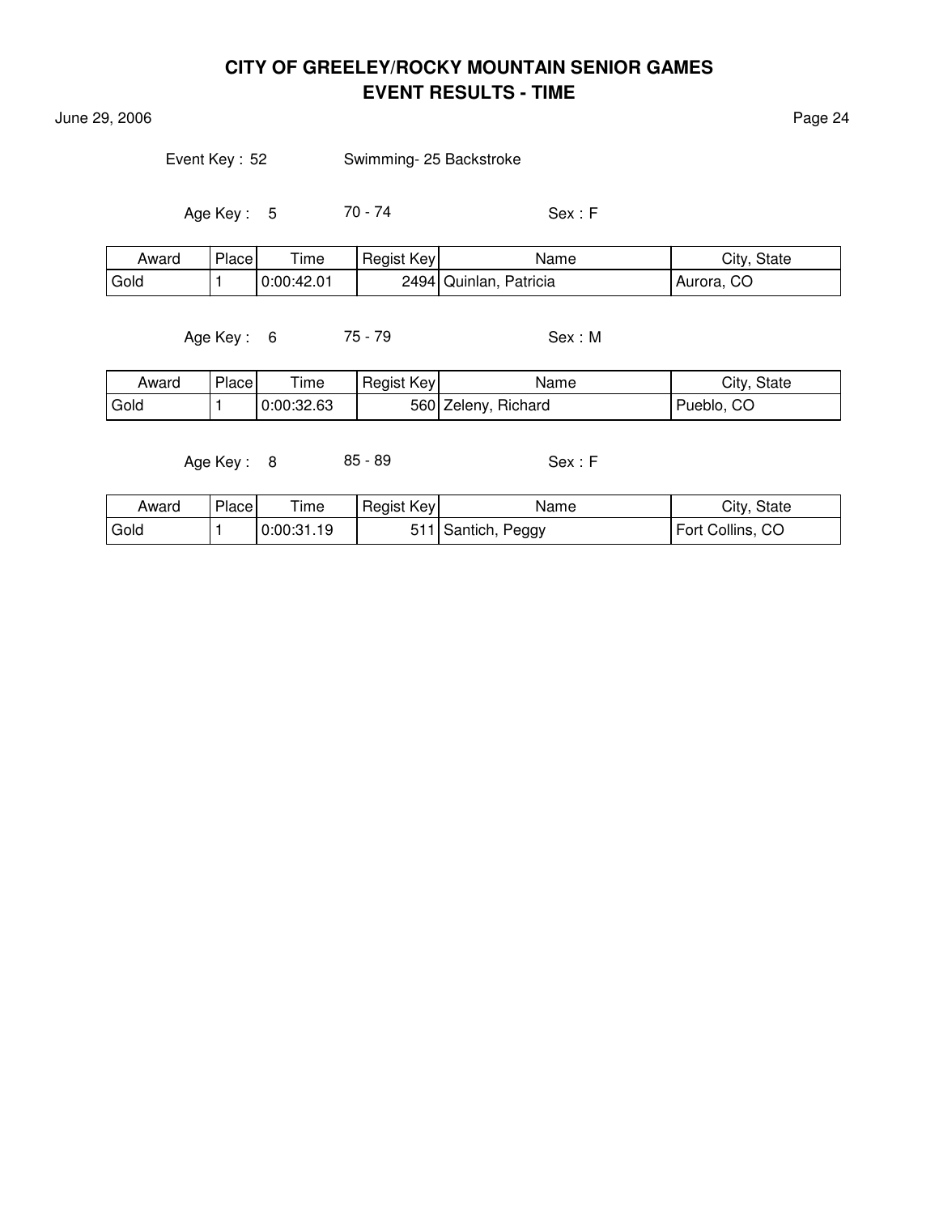# CITY OF GREELEY/ROCKY MOUNTAIN SENIOR GAMES
## EVENT RESULTS - TIME

June 29, 2006

Event Key : 52 Swimming- 25 Backstroke

Age Key : 5 70 - 74 Sex : F

| Award | Place | Time | Regist Key | Name | City, State |
|---|---|---|---|---|---|
| Gold | 1 | 0:00:42.01 | 2494 | Quinlan, Patricia | Aurora, CO |

Age Key : 6 75 - 79 Sex : M

| Award | Place | Time | Regist Key | Name | City, State |
|---|---|---|---|---|---|
| Gold | 1 | 0:00:32.63 | 560 | Zeleny, Richard | Pueblo, CO |

Age Key : 8 85 - 89 Sex : F

| Award | Place | Time | Regist Key | Name | City, State |
|---|---|---|---|---|---|
| Gold | 1 | 0:00:31.19 | 511 | Santich, Peggy | Fort Collins, CO |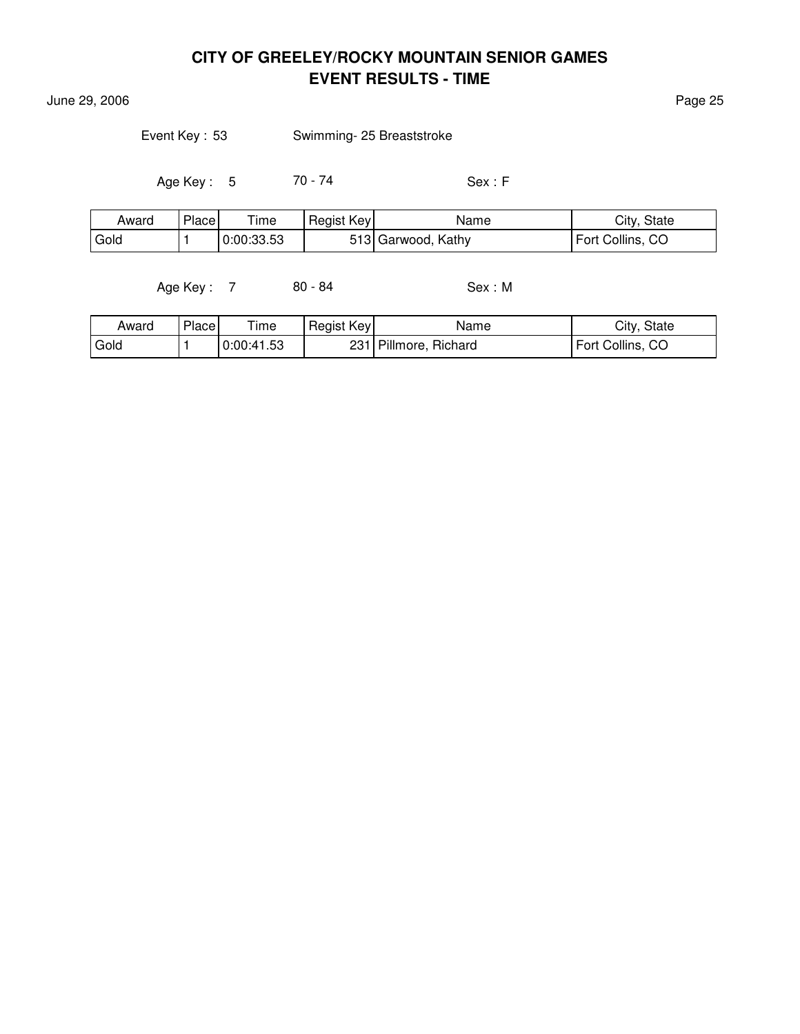# CITY OF GREELEY/ROCKY MOUNTAIN SENIOR GAMES
## EVENT RESULTS - TIME

June 29, 2006

Event Key : 53 Swimming- 25 Breaststroke

Age Key : 5 70 - 74 Sex : F

| Award | Place | Time | Regist Key | Name | City, State |
|---|---|---|---|---|---|
| Gold | 1 | 0:00:33.53 | 513 | Garwood, Kathy | Fort Collins, CO |

Age Key : 7 80 - 84 Sex : M

| Award | Place | Time | Regist Key | Name | City, State |
|---|---|---|---|---|---|
| Gold | 1 | 0:00:41.53 | 231 | Pillmore, Richard | Fort Collins, CO |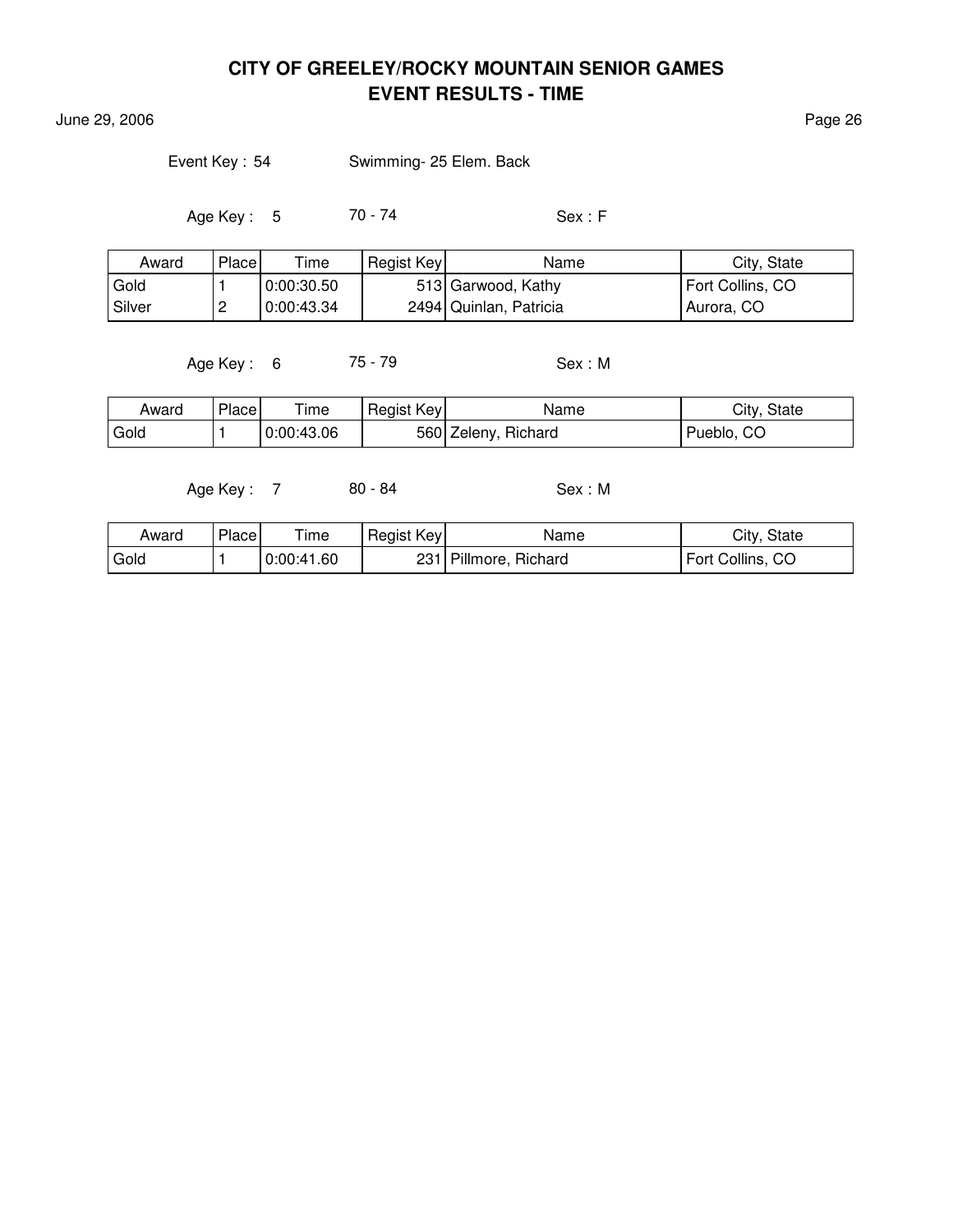# CITY OF GREELEY/ROCKY MOUNTAIN SENIOR GAMES
## EVENT RESULTS - TIME

June 29, 2006

Event Key : 54 Swimming- 25 Elem. Back

Age Key : 5 70 - 74 Sex : F

| Award | Place | Time | Regist Key | Name | City, State |
|---|---|---|---|---|---|
| Gold | 1 | 0:00:30.50 | 513 | Garwood, Kathy | Fort Collins, CO |
| Silver | 2 | 0:00:43.34 | 2494 | Quinlan, Patricia | Aurora, CO |

Age Key : 6 75 - 79 Sex : M

| Award | Place | Time | Regist Key | Name | City, State |
|---|---|---|---|---|---|
| Gold | 1 | 0:00:43.06 | 560 | Zeleny, Richard | Pueblo, CO |

Age Key : 7 80 - 84 Sex : M

| Award | Place | Time | Regist Key | Name | City, State |
|---|---|---|---|---|---|
| Gold | 1 | 0:00:41.60 | 231 | Pillmore, Richard | Fort Collins, CO |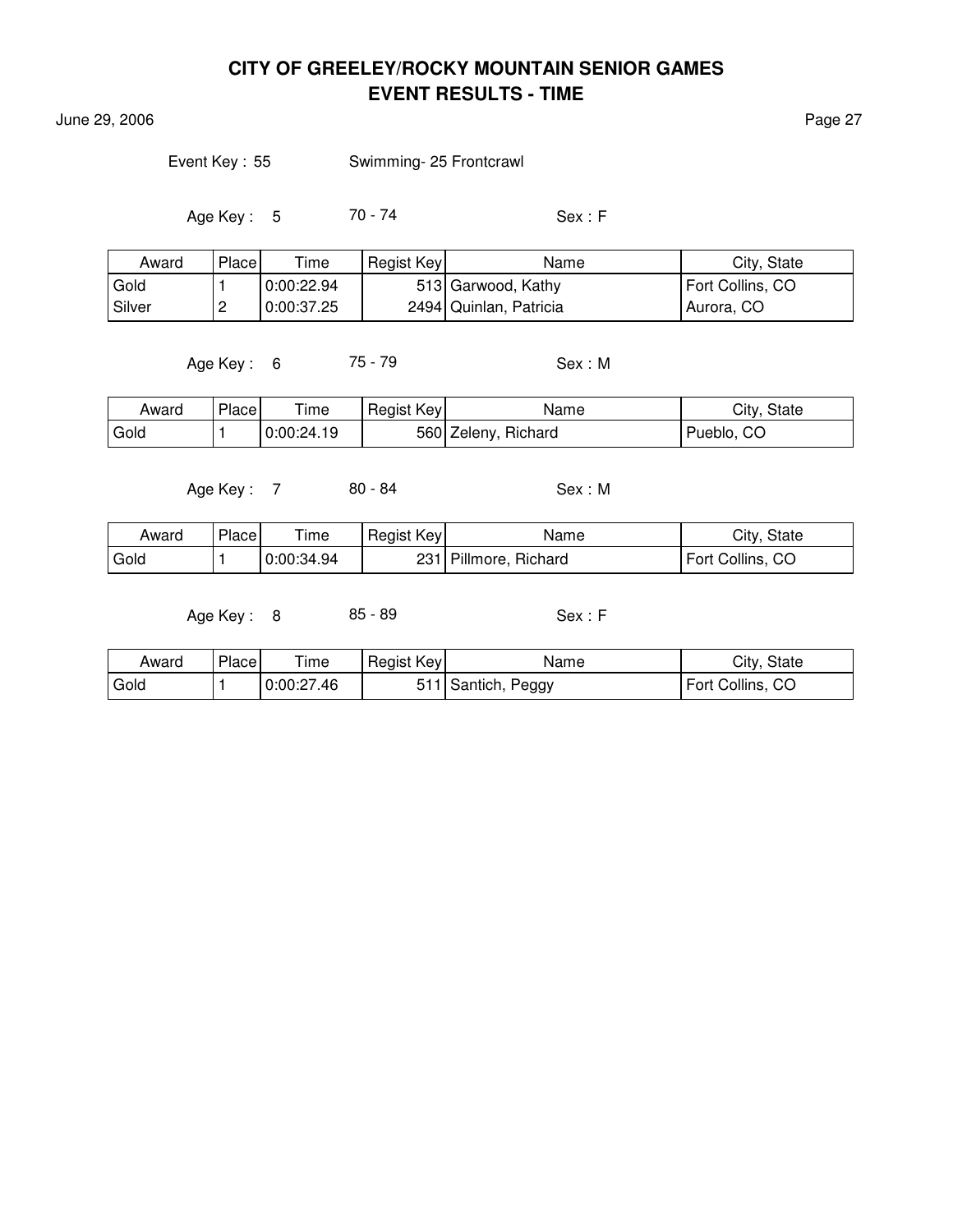# CITY OF GREELEY/ROCKY MOUNTAIN SENIOR GAMES
## EVENT RESULTS - TIME

June 29, 2006

Event Key : 55 Swimming- 25 Frontcrawl

Age Key : 5 70 - 74 Sex : F

| Award | Place | Time | Regist Key | Name | City, State |
|---|---|---|---|---|---|
| Gold | 1 | 0:00:22.94 | 513 | Garwood, Kathy | Fort Collins, CO |
| Silver | 2 | 0:00:37.25 | 2494 | Quinlan, Patricia | Aurora, CO |

Age Key : 6 75 - 79 Sex : M

| Award | Place | Time | Regist Key | Name | City, State |
|---|---|---|---|---|---|
| Gold | 1 | 0:00:24.19 | 560 | Zeleny, Richard | Pueblo, CO |

Age Key : 7 80 - 84 Sex : M

| Award | Place | Time | Regist Key | Name | City, State |
|---|---|---|---|---|---|
| Gold | 1 | 0:00:34.94 | 231 | Pillmore, Richard | Fort Collins, CO |

Age Key : 8 85 - 89 Sex : F

| Award | Place | Time | Regist Key | Name | City, State |
|---|---|---|---|---|---|
| Gold | 1 | 0:00:27.46 | 511 | Santich, Peggy | Fort Collins, CO |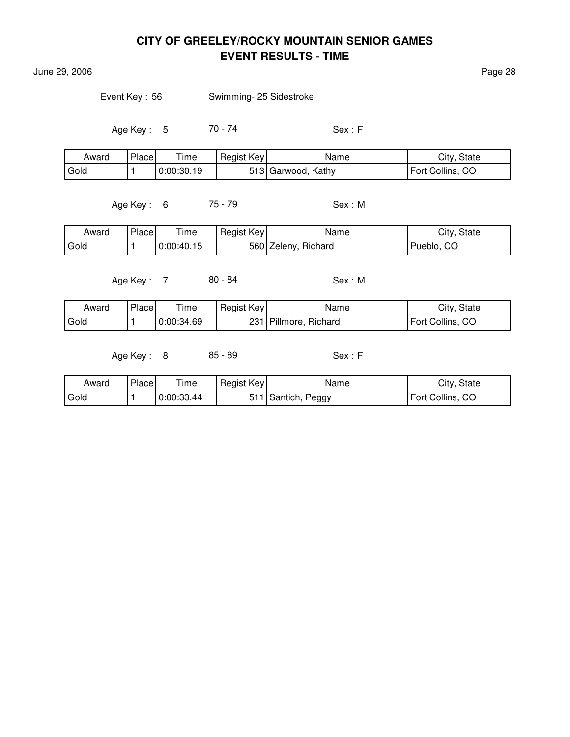# CITY OF GREELEY/ROCKY MOUNTAIN SENIOR GAMES

## EVENT RESULTS - TIME

June 29, 2006

Event Key : 56 Swimming- 25 Sidestroke

Age Key : 5 70 - 74 Sex : F

| Award | Place | Time | Regist Key | Name | City, State |
|---|---|---|---|---|---|
| Gold | 1 | 0:00:30.19 | 513 | Garwood, Kathy | Fort Collins, CO |

Age Key : 6 75 - 79 Sex : M

| Award | Place | Time | Regist Key | Name | City, State |
|---|---|---|---|---|---|
| Gold | 1 | 0:00:40.15 | 560 | Zeleny, Richard | Pueblo, CO |

Age Key : 7 80 - 84 Sex : M

| Award | Place | Time | Regist Key | Name | City, State |
|---|---|---|---|---|---|
| Gold | 1 | 0:00:34.69 | 231 | Pillmore, Richard | Fort Collins, CO |

Age Key : 8 85 - 89 Sex : F

| Award | Place | Time | Regist Key | Name | City, State |
|---|---|---|---|---|---|
| Gold | 1 | 0:00:33.44 | 511 | Santich, Peggy | Fort Collins, CO |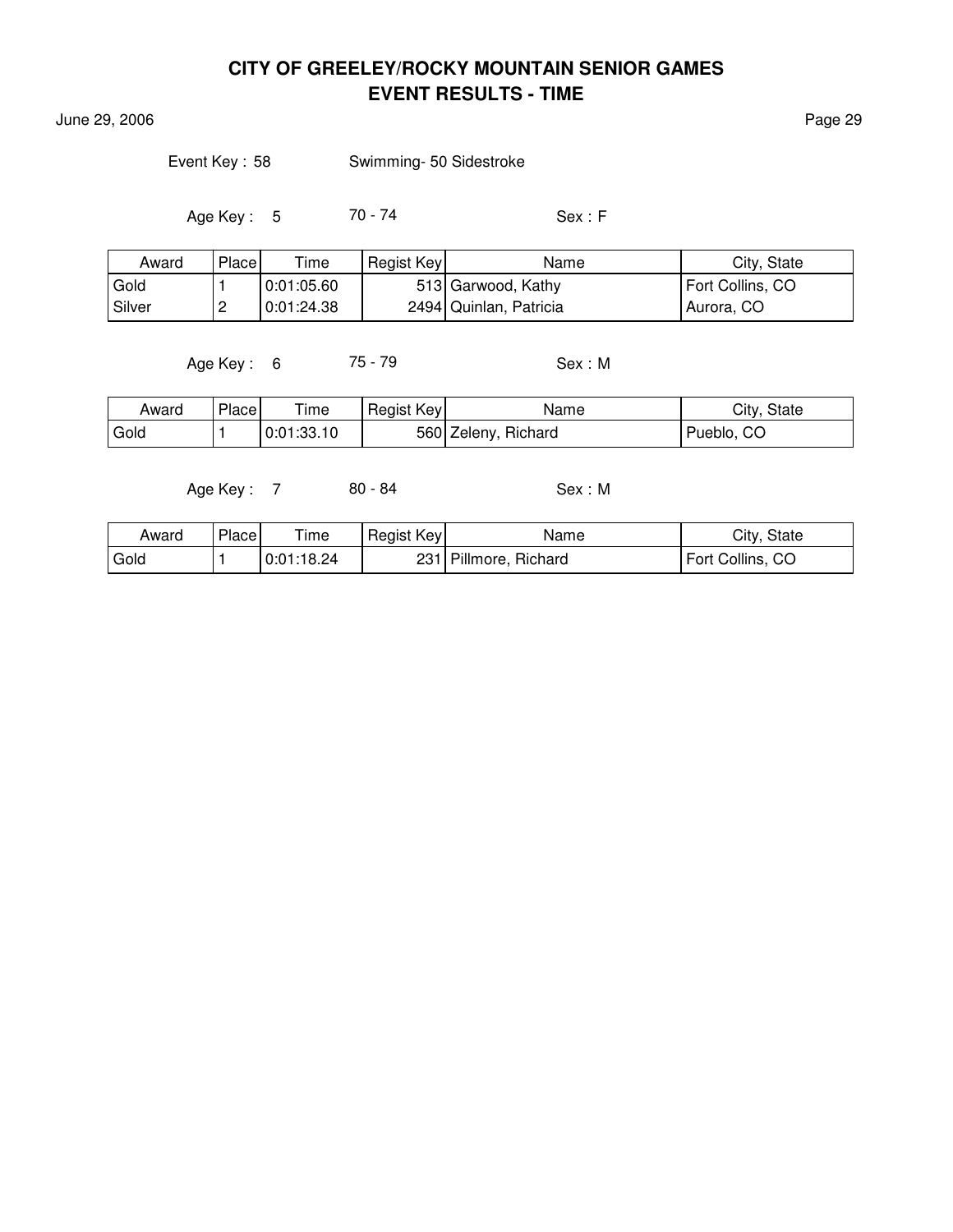# CITY OF GREELEY/ROCKY MOUNTAIN SENIOR GAMES
## EVENT RESULTS - TIME

June 29, 2006

Event Key : 58 Swimming- 50 Sidestroke

Age Key : 5 70 - 74 Sex : F

| Award | Place | Time | Regist Key | Name | City, State |
|---|---|---|---|---|---|
| Gold | 1 | 0:01:05.60 | 513 | Garwood, Kathy | Fort Collins, CO |
| Silver | 2 | 0:01:24.38 | 2494 | Quinlan, Patricia | Aurora, CO |

Age Key : 6 75 - 79 Sex : M

| Award | Place | Time | Regist Key | Name | City, State |
|---|---|---|---|---|---|
| Gold | 1 | 0:01:33.10 | 560 | Zeleny, Richard | Pueblo, CO |

Age Key : 7 80 - 84 Sex : M

| Award | Place | Time | Regist Key | Name | City, State |
|---|---|---|---|---|---|
| Gold | 1 | 0:01:18.24 | 231 | Pillmore, Richard | Fort Collins, CO |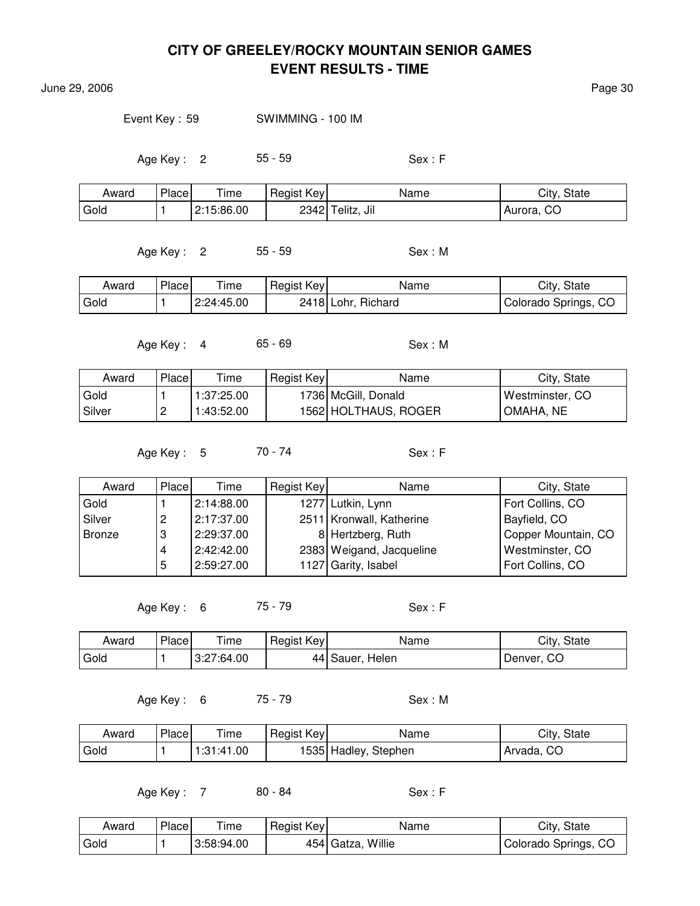# CITY OF GREELEY/ROCKY MOUNTAIN SENIOR GAMES
## EVENT RESULTS - TIME

June 29, 2006

Event Key : 59 SWIMMING - 100 IM

Age Key : 2 55 - 59 Sex : F

| Award | Place | Time | Regist Key | Name | City, State |
|---|---|---|---|---|---|
| Gold | 1 | 2:15:86.00 | 2342 | Telitz, Jil | Aurora, CO |

Age Key : 2 55 - 59 Sex : M

| Award | Place | Time | Regist Key | Name | City, State |
|---|---|---|---|---|---|
| Gold | 1 | 2:24:45.00 | 2418 | Lohr, Richard | Colorado Springs, CO |

Age Key : 4 65 - 69 Sex : M

| Award | Place | Time | Regist Key | Name | City, State |
|---|---|---|---|---|---|
| Gold | 1 | 1:37:25.00 | 1736 | McGill, Donald | Westminster, CO |
| Silver | 2 | 1:43:52.00 | 1562 | HOLTHAUS, ROGER | OMAHA, NE |

Age Key : 5 70 - 74 Sex : F

| Award | Place | Time | Regist Key | Name | City, State |
|---|---|---|---|---|---|
| Gold | 1 | 2:14:88.00 | 1277 | Lutkin, Lynn | Fort Collins, CO |
| Silver | 2 | 2:17:37.00 | 2511 | Kronwall, Katherine | Bayfield, CO |
| Bronze | 3 | 2:29:37.00 | 8 | Hertzberg, Ruth | Copper Mountain, CO |
| | 4 | 2:42:42.00 | 2383 | Weigand, Jacqueline | Westminster, CO |
| | 5 | 2:59:27.00 | 1127 | Garity, Isabel | Fort Collins, CO |

Age Key : 6 75 - 79 Sex : F

| Award | Place | Time | Regist Key | Name | City, State |
|---|---|---|---|---|---|
| Gold | 1 | 3:27:64.00 | 44 | Sauer, Helen | Denver, CO |

Age Key : 6 75 - 79 Sex : M

| Award | Place | Time | Regist Key | Name | City, State |
|---|---|---|---|---|---|
| Gold | 1 | 1:31:41.00 | 1535 | Hadley, Stephen | Arvada, CO |

Age Key : 7 80 - 84 Sex : F

| Award | Place | Time | Regist Key | Name | City, State |
|---|---|---|---|---|---|
| Gold | 1 | 3:58:94.00 | 454 | Gatza, Willie | Colorado Springs, CO |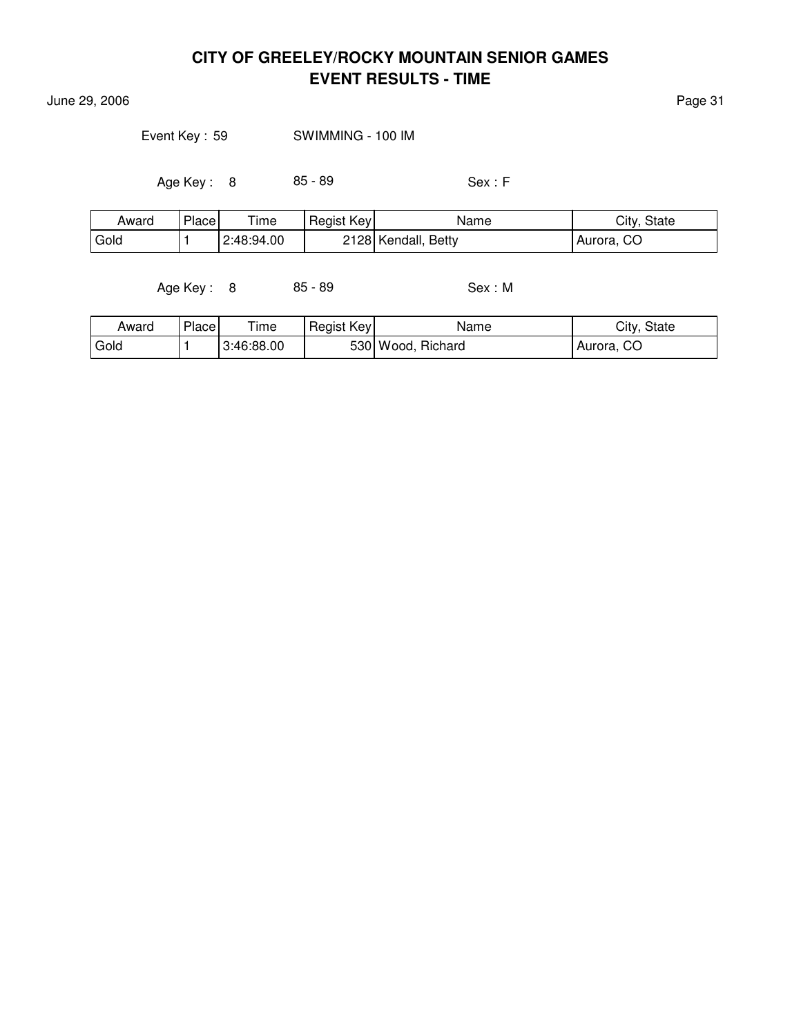# CITY OF GREELEY/ROCKY MOUNTAIN SENIOR GAMES
## EVENT RESULTS - TIME

June 29, 2006

Event Key : 59 SWIMMING - 100 IM

Age Key : 8 85 - 89 Sex : F

| Award | Place | Time | Regist Key | Name | City, State |
|---|---|---|---|---|---|
| Gold | 1 | 2:48:94.00 | 2128 | Kendall, Betty | Aurora, CO |

Age Key : 8 85 - 89 Sex : M

| Award | Place | Time | Regist Key | Name | City, State |
|---|---|---|---|---|---|
| Gold | 1 | 3:46:88.00 | 530 | Wood, Richard | Aurora, CO |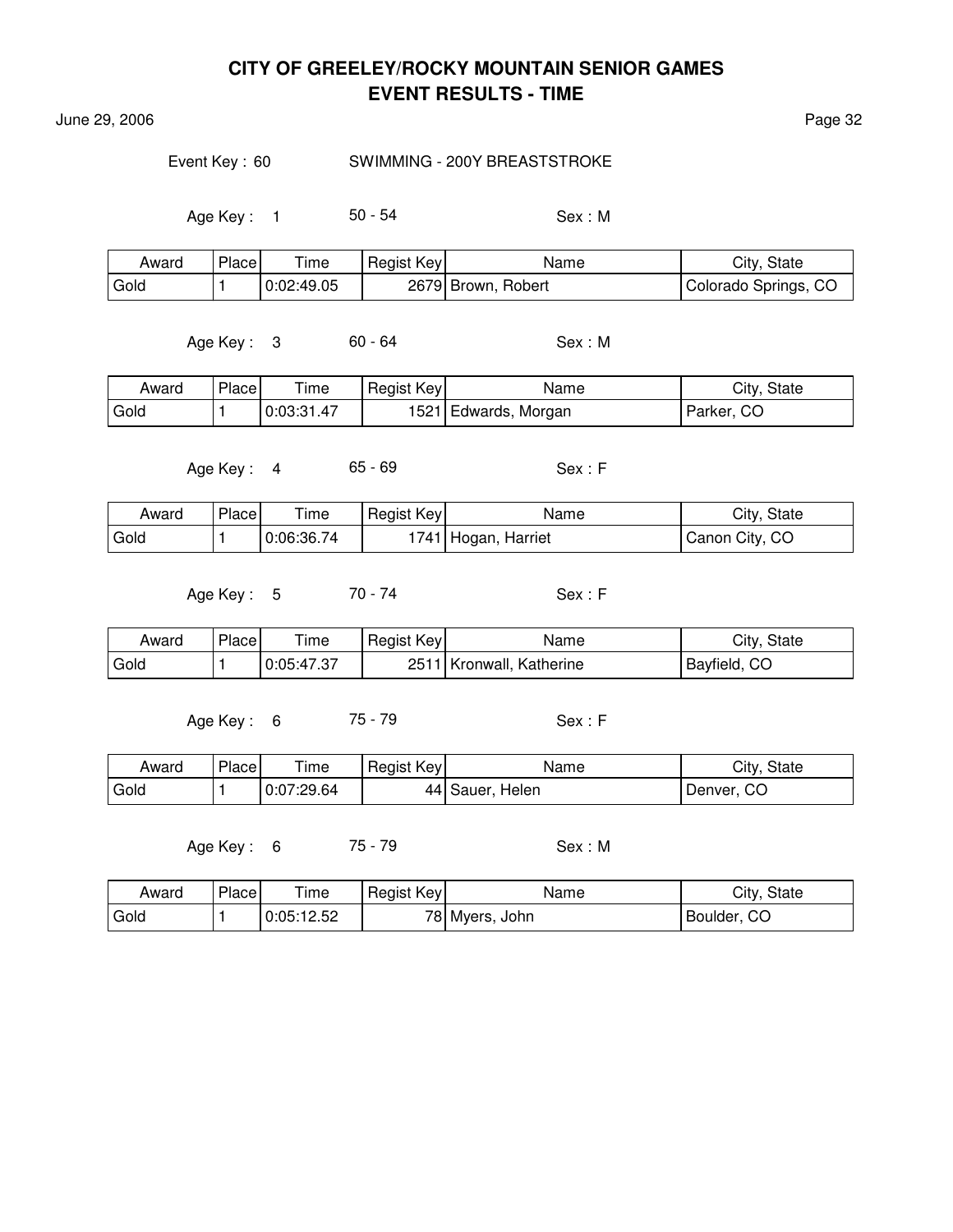# CITY OF GREELEY/ROCKY MOUNTAIN SENIOR GAMES
## EVENT RESULTS - TIME

June 29, 2006

Event Key : 60 SWIMMING - 200Y BREASTSTROKE

Age Key : 1 50 - 54 Sex : M

| Award | Place | Time | Regist Key | Name | City, State |
|---|---|---|---|---|---|
| Gold | 1 | 0:02:49.05 | 2679 | Brown, Robert | Colorado Springs, CO |

Age Key : 3 60 - 64 Sex : M

| Award | Place | Time | Regist Key | Name | City, State |
|---|---|---|---|---|---|
| Gold | 1 | 0:03:31.47 | 1521 | Edwards, Morgan | Parker, CO |

Age Key : 4 65 - 69 Sex : F

| Award | Place | Time | Regist Key | Name | City, State |
|---|---|---|---|---|---|
| Gold | 1 | 0:06:36.74 | 1741 | Hogan, Harriet | Canon City, CO |

Age Key : 5 70 - 74 Sex : F

| Award | Place | Time | Regist Key | Name | City, State |
|---|---|---|---|---|---|
| Gold | 1 | 0:05:47.37 | 2511 | Kronwall, Katherine | Bayfield, CO |

Age Key : 6 75 - 79 Sex : F

| Award | Place | Time | Regist Key | Name | City, State |
|---|---|---|---|---|---|
| Gold | 1 | 0:07:29.64 | 44 | Sauer, Helen | Denver, CO |

Age Key : 6 75 - 79 Sex : M

| Award | Place | Time | Regist Key | Name | City, State |
|---|---|---|---|---|---|
| Gold | 1 | 0:05:12.52 | 78 | Myers, John | Boulder, CO |